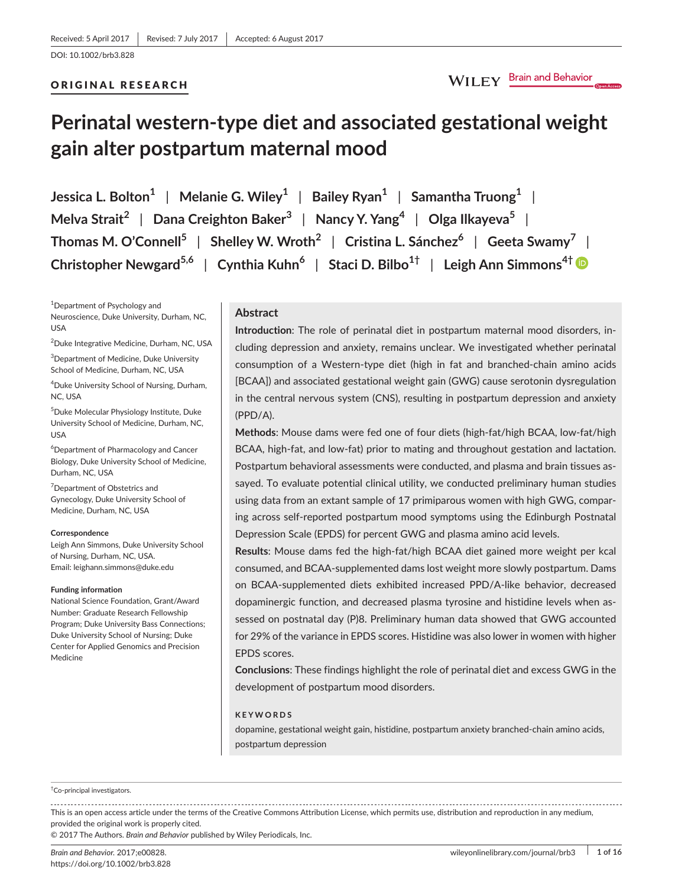Received: 5 April 2017 | Revised: 7 July 2017 | Accepted: 6 August 2017

DOI: 10.1002/brb3.828

ORIGINAL RESEARCH

# Perinatal western-type diet and associated gestational weight gain alter postpartum maternal mood

Jessica L. Bolton[1] | Melanie G. Wiley[1] | Bailey Ryan[1] | Samantha Truong[1] | Melva Strait[2] | Dana Creighton Baker[3] | Nancy Y. Yang[4] | Olga Ilkayeva[5] | Thomas M. O'Connell[5] | Shelley W. Wroth[2] | Cristina L. Sánchez[6] | Geeta Swamy[7] | Christopher Newgard[5,6] | Cynthia Kuhn[6] | Staci D. Bilbo[1†] | Leigh Ann Simmons[4†]

[1]Department of Psychology and Neuroscience, Duke University, Durham, NC, USA

[2]Duke Integrative Medicine, Durham, NC, USA

[3]Department of Medicine, Duke University School of Medicine, Durham, NC, USA

[4]Duke University School of Nursing, Durham, NC, USA

[5]Duke Molecular Physiology Institute, Duke University School of Medicine, Durham, NC, USA

[6]Department of Pharmacology and Cancer Biology, Duke University School of Medicine, Durham, NC, USA

[7]Department of Obstetrics and Gynecology, Duke University School of Medicine, Durham, NC, USA

**Correspondence**

Leigh Ann Simmons, Duke University School of Nursing, Durham, NC, USA.
Email: leighann.simmons@duke.edu

**Funding information**

National Science Foundation, Grant/Award Number: Graduate Research Fellowship Program; Duke University Bass Connections; Duke University School of Nursing; Duke Center for Applied Genomics and Precision Medicine

## Abstract

**Introduction**: The role of perinatal diet in postpartum maternal mood disorders, including depression and anxiety, remains unclear. We investigated whether perinatal consumption of a Western-type diet (high in fat and branched-chain amino acids [BCAA]) and associated gestational weight gain (GWG) cause serotonin dysregulation in the central nervous system (CNS), resulting in postpartum depression and anxiety (PPD/A).

**Methods**: Mouse dams were fed one of four diets (high-fat/high BCAA, low-fat/high BCAA, high-fat, and low-fat) prior to mating and throughout gestation and lactation. Postpartum behavioral assessments were conducted, and plasma and brain tissues assayed. To evaluate potential clinical utility, we conducted preliminary human studies using data from an extant sample of 17 primiparous women with high GWG, comparing across self-reported postpartum mood symptoms using the Edinburgh Postnatal Depression Scale (EPDS) for percent GWG and plasma amino acid levels.

**Results**: Mouse dams fed the high-fat/high BCAA diet gained more weight per kcal consumed, and BCAA-supplemented dams lost weight more slowly postpartum. Dams on BCAA-supplemented diets exhibited increased PPD/A-like behavior, decreased dopaminergic function, and decreased plasma tyrosine and histidine levels when assessed on postnatal day (P)8. Preliminary human data showed that GWG accounted for 29% of the variance in EPDS scores. Histidine was also lower in women with higher EPDS scores.

**Conclusions**: These findings highlight the role of perinatal diet and excess GWG in the development of postpartum mood disorders.

**KEYWORDS**

dopamine, gestational weight gain, histidine, postpartum anxiety branched-chain amino acids, postpartum depression

†Co-principal investigators.

This is an open access article under the terms of the Creative Commons Attribution License, which permits use, distribution and reproduction in any medium, provided the original work is properly cited.
© 2017 The Authors. *Brain and Behavior* published by Wiley Periodicals, Inc.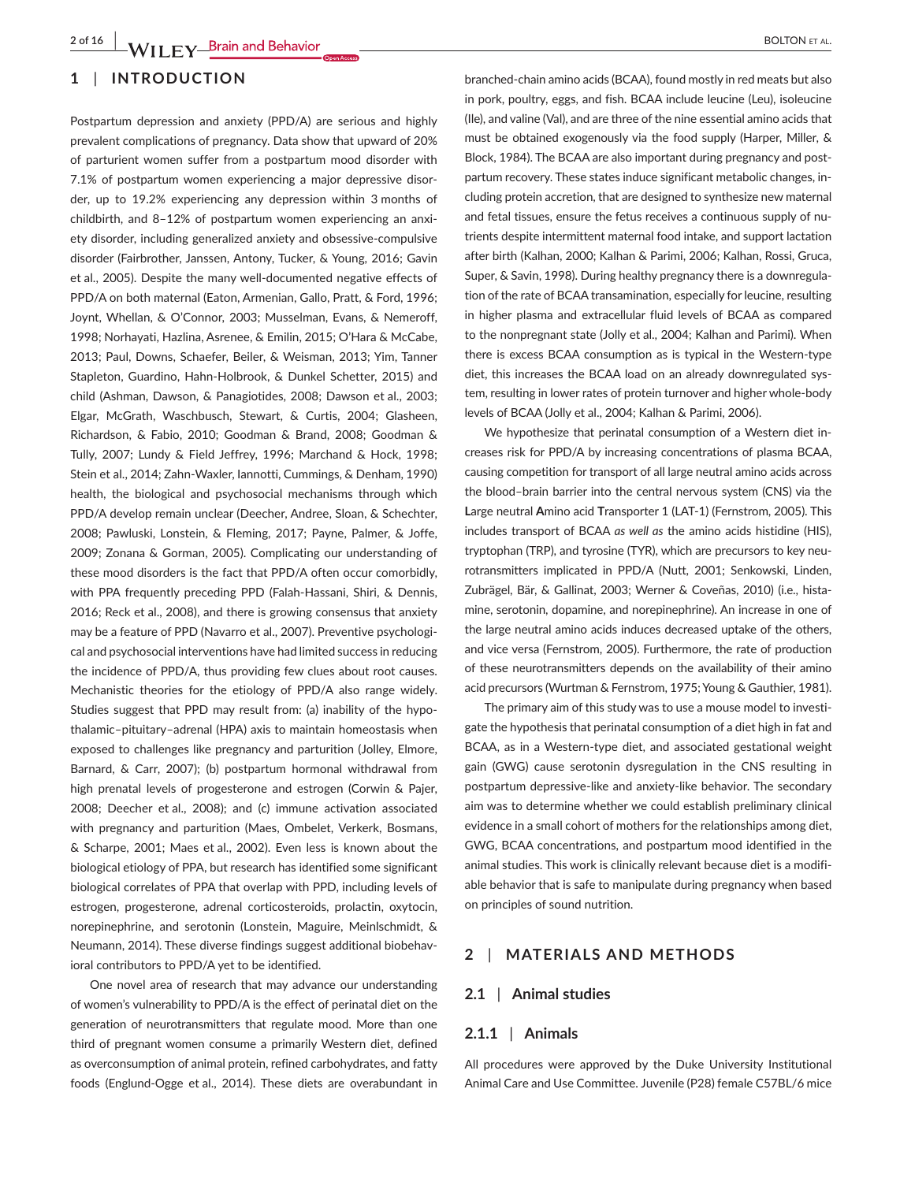## 1 | INTRODUCTION

Postpartum depression and anxiety (PPD/A) are serious and highly prevalent complications of pregnancy. Data show that upward of 20% of parturient women suffer from a postpartum mood disorder with 7.1% of postpartum women experiencing a major depressive disorder, up to 19.2% experiencing any depression within 3 months of childbirth, and 8–12% of postpartum women experiencing an anxiety disorder, including generalized anxiety and obsessive-compulsive disorder (Fairbrother, Janssen, Antony, Tucker, & Young, 2016; Gavin et al., 2005). Despite the many well-documented negative effects of PPD/A on both maternal (Eaton, Armenian, Gallo, Pratt, & Ford, 1996; Joynt, Whellan, & O'Connor, 2003; Musselman, Evans, & Nemeroff, 1998; Norhayati, Hazlina, Asrenee, & Emilin, 2015; O'Hara & McCabe, 2013; Paul, Downs, Schaefer, Beiler, & Weisman, 2013; Yim, Tanner Stapleton, Guardino, Hahn-Holbrook, & Dunkel Schetter, 2015) and child (Ashman, Dawson, & Panagiotides, 2008; Dawson et al., 2003; Elgar, McGrath, Waschbusch, Stewart, & Curtis, 2004; Glasheen, Richardson, & Fabio, 2010; Goodman & Brand, 2008; Goodman & Tully, 2007; Lundy & Field Jeffrey, 1996; Marchand & Hock, 1998; Stein et al., 2014; Zahn-Waxler, Iannotti, Cummings, & Denham, 1990) health, the biological and psychosocial mechanisms through which PPD/A develop remain unclear (Deecher, Andree, Sloan, & Schechter, 2008; Pawluski, Lonstein, & Fleming, 2017; Payne, Palmer, & Joffe, 2009; Zonana & Gorman, 2005). Complicating our understanding of these mood disorders is the fact that PPD/A often occur comorbidly, with PPA frequently preceding PPD (Falah-Hassani, Shiri, & Dennis, 2016; Reck et al., 2008), and there is growing consensus that anxiety may be a feature of PPD (Navarro et al., 2007). Preventive psychological and psychosocial interventions have had limited success in reducing the incidence of PPD/A, thus providing few clues about root causes. Mechanistic theories for the etiology of PPD/A also range widely. Studies suggest that PPD may result from: (a) inability of the hypothalamic–pituitary–adrenal (HPA) axis to maintain homeostasis when exposed to challenges like pregnancy and parturition (Jolley, Elmore, Barnard, & Carr, 2007); (b) postpartum hormonal withdrawal from high prenatal levels of progesterone and estrogen (Corwin & Pajer, 2008; Deecher et al., 2008); and (c) immune activation associated with pregnancy and parturition (Maes, Ombelet, Verkerk, Bosmans, & Scharpe, 2001; Maes et al., 2002). Even less is known about the biological etiology of PPA, but research has identified some significant biological correlates of PPA that overlap with PPD, including levels of estrogen, progesterone, adrenal corticosteroids, prolactin, oxytocin, norepinephrine, and serotonin (Lonstein, Maguire, Meinlschmidt, & Neumann, 2014). These diverse findings suggest additional biobehavioral contributors to PPD/A yet to be identified.

One novel area of research that may advance our understanding of women's vulnerability to PPD/A is the effect of perinatal diet on the generation of neurotransmitters that regulate mood. More than one third of pregnant women consume a primarily Western diet, defined as overconsumption of animal protein, refined carbohydrates, and fatty foods (Englund-Ogge et al., 2014). These diets are overabundant in branched-chain amino acids (BCAA), found mostly in red meats but also in pork, poultry, eggs, and fish. BCAA include leucine (Leu), isoleucine (Ile), and valine (Val), and are three of the nine essential amino acids that must be obtained exogenously via the food supply (Harper, Miller, & Block, 1984). The BCAA are also important during pregnancy and postpartum recovery. These states induce significant metabolic changes, including protein accretion, that are designed to synthesize new maternal and fetal tissues, ensure the fetus receives a continuous supply of nutrients despite intermittent maternal food intake, and support lactation after birth (Kalhan, 2000; Kalhan & Parimi, 2006; Kalhan, Rossi, Gruca, Super, & Savin, 1998). During healthy pregnancy there is a downregulation of the rate of BCAA transamination, especially for leucine, resulting in higher plasma and extracellular fluid levels of BCAA as compared to the nonpregnant state (Jolly et al., 2004; Kalhan and Parimi). When there is excess BCAA consumption as is typical in the Western-type diet, this increases the BCAA load on an already downregulated system, resulting in lower rates of protein turnover and higher whole-body levels of BCAA (Jolly et al., 2004; Kalhan & Parimi, 2006).

We hypothesize that perinatal consumption of a Western diet increases risk for PPD/A by increasing concentrations of plasma BCAA, causing competition for transport of all large neutral amino acids across the blood–brain barrier into the central nervous system (CNS) via the **L**arge neutral **A**mino acid **T**ransporter 1 (LAT-1) (Fernstrom, 2005). This includes transport of BCAA *as well as* the amino acids histidine (HIS), tryptophan (TRP), and tyrosine (TYR), which are precursors to key neurotransmitters implicated in PPD/A (Nutt, 2001; Senkowski, Linden, Zubrägel, Bär, & Gallinat, 2003; Werner & Coveñas, 2010) (i.e., histamine, serotonin, dopamine, and norepinephrine). An increase in one of the large neutral amino acids induces decreased uptake of the others, and vice versa (Fernstrom, 2005). Furthermore, the rate of production of these neurotransmitters depends on the availability of their amino acid precursors (Wurtman & Fernstrom, 1975; Young & Gauthier, 1981).

The primary aim of this study was to use a mouse model to investigate the hypothesis that perinatal consumption of a diet high in fat and BCAA, as in a Western-type diet, and associated gestational weight gain (GWG) cause serotonin dysregulation in the CNS resulting in postpartum depressive-like and anxiety-like behavior. The secondary aim was to determine whether we could establish preliminary clinical evidence in a small cohort of mothers for the relationships among diet, GWG, BCAA concentrations, and postpartum mood identified in the animal studies. This work is clinically relevant because diet is a modifiable behavior that is safe to manipulate during pregnancy when based on principles of sound nutrition.

## 2 | MATERIALS AND METHODS

### 2.1 | Animal studies

#### 2.1.1 | Animals

All procedures were approved by the Duke University Institutional Animal Care and Use Committee. Juvenile (P28) female C57BL/6 mice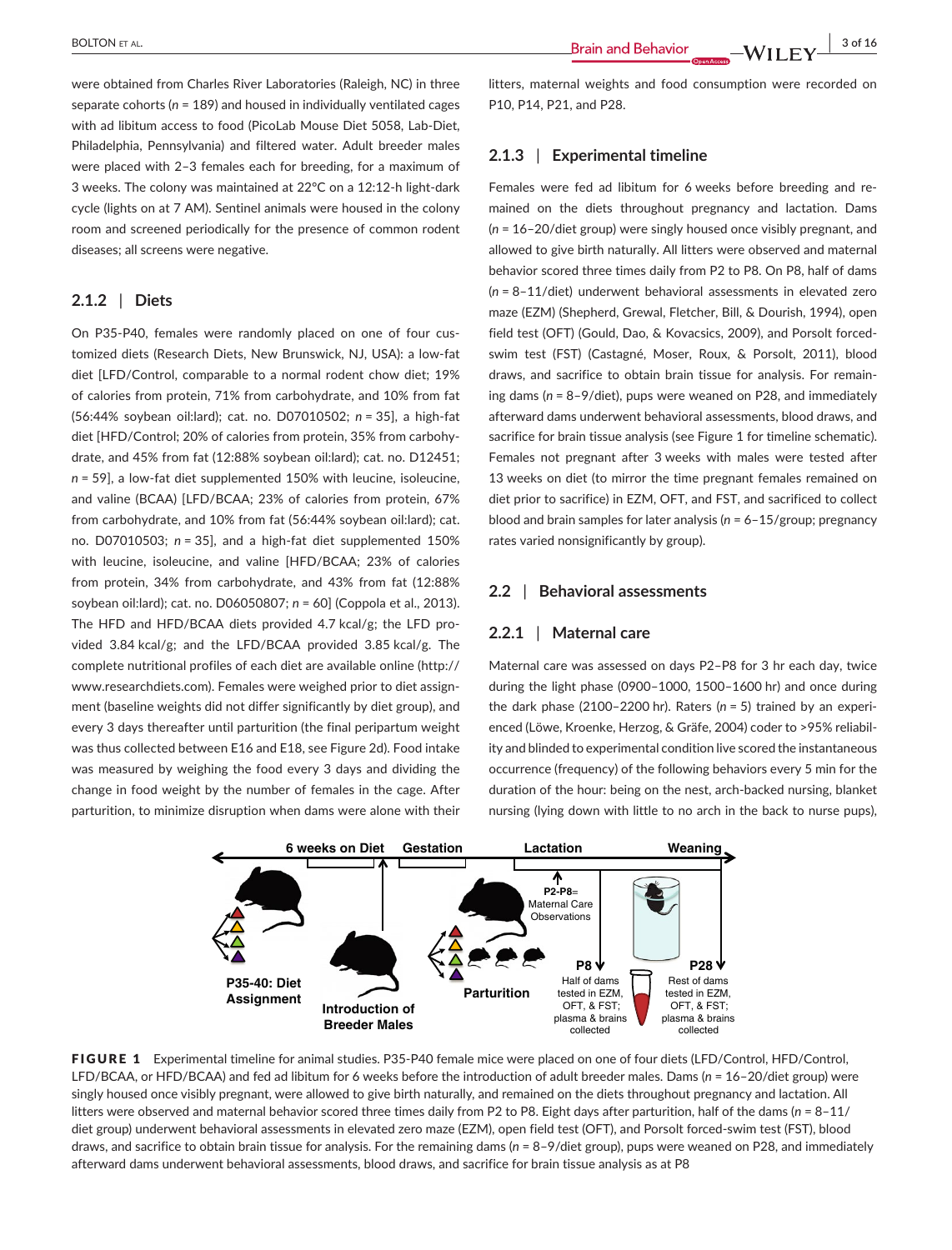were obtained from Charles River Laboratories (Raleigh, NC) in three separate cohorts ($n$ = 189) and housed in individually ventilated cages with ad libitum access to food (PicoLab Mouse Diet 5058, Lab-Diet, Philadelphia, Pennsylvania) and filtered water. Adult breeder males were placed with 2–3 females each for breeding, for a maximum of 3 weeks. The colony was maintained at 22°C on a 12:12-h light-dark cycle (lights on at 7 AM). Sentinel animals were housed in the colony room and screened periodically for the presence of common rodent diseases; all screens were negative.

### 2.1.2 | Diets

On P35-P40, females were randomly placed on one of four customized diets (Research Diets, New Brunswick, NJ, USA): a low-fat diet [LFD/Control, comparable to a normal rodent chow diet; 19% of calories from protein, 71% from carbohydrate, and 10% from fat (56:44% soybean oil:lard); cat. no. D07010502; $n$ = 35], a high-fat diet [HFD/Control; 20% of calories from protein, 35% from carbohydrate, and 45% from fat (12:88% soybean oil:lard); cat. no. D12451; $n$ = 59], a low-fat diet supplemented 150% with leucine, isoleucine, and valine (BCAA) [LFD/BCAA; 23% of calories from protein, 67% from carbohydrate, and 10% from fat (56:44% soybean oil:lard); cat. no. D07010503; $n$ = 35], and a high-fat diet supplemented 150% with leucine, isoleucine, and valine [HFD/BCAA; 23% of calories from protein, 34% from carbohydrate, and 43% from fat (12:88% soybean oil:lard); cat. no. D06050807; $n$ = 60] (Coppola et al., 2013). The HFD and HFD/BCAA diets provided 4.7 kcal/g; the LFD provided 3.84 kcal/g; and the LFD/BCAA provided 3.85 kcal/g. The complete nutritional profiles of each diet are available online (http://www.researchdiets.com). Females were weighed prior to diet assignment (baseline weights did not differ significantly by diet group), and every 3 days thereafter until parturition (the final peripartum weight was thus collected between E16 and E18, see Figure 2d). Food intake was measured by weighing the food every 3 days and dividing the change in food weight by the number of females in the cage. After parturition, to minimize disruption when dams were alone with their litters, maternal weights and food consumption were recorded on P10, P14, P21, and P28.

### 2.1.3 | Experimental timeline

Females were fed ad libitum for 6 weeks before breeding and remained on the diets throughout pregnancy and lactation. Dams ($n$ = 16–20/diet group) were singly housed once visibly pregnant, and allowed to give birth naturally. All litters were observed and maternal behavior scored three times daily from P2 to P8. On P8, half of dams ($n$ = 8–11/diet) underwent behavioral assessments in elevated zero maze (EZM) (Shepherd, Grewal, Fletcher, Bill, & Dourish, 1994), open field test (OFT) (Gould, Dao, & Kovacsics, 2009), and Porsolt forced-swim test (FST) (Castagné, Moser, Roux, & Porsolt, 2011), blood draws, and sacrifice to obtain brain tissue for analysis. For remaining dams ($n$ = 8–9/diet), pups were weaned on P28, and immediately afterward dams underwent behavioral assessments, blood draws, and sacrifice for brain tissue analysis (see Figure 1 for timeline schematic). Females not pregnant after 3 weeks with males were tested after 13 weeks on diet (to mirror the time pregnant females remained on diet prior to sacrifice) in EZM, OFT, and FST, and sacrificed to collect blood and brain samples for later analysis ($n$ = 6–15/group; pregnancy rates varied nonsignificantly by group).

## 2.2 | Behavioral assessments

### 2.2.1 | Maternal care

Maternal care was assessed on days P2–P8 for 3 hr each day, twice during the light phase (0900–1000, 1500–1600 hr) and once during the dark phase (2100–2200 hr). Raters ($n$ = 5) trained by an experienced (Löwe, Kroenke, Herzog, & Gräfe, 2004) coder to >95% reliability and blinded to experimental condition live scored the instantaneous occurrence (frequency) of the following behaviors every 5 min for the duration of the hour: being on the nest, arch-backed nursing, blanket nursing (lying down with little to no arch in the back to nurse pups),

**FIGURE 1** Experimental timeline for animal studies. P35-P40 female mice were placed on one of four diets (LFD/Control, HFD/Control, LFD/BCAA, or HFD/BCAA) and fed ad libitum for 6 weeks before the introduction of adult breeder males. Dams ($n$ = 16–20/diet group) were singly housed once visibly pregnant, were allowed to give birth naturally, and remained on the diets throughout pregnancy and lactation. All litters were observed and maternal behavior scored three times daily from P2 to P8. Eight days after parturition, half of the dams ($n$ = 8–11/diet group) underwent behavioral assessments in elevated zero maze (EZM), open field test (OFT), and Porsolt forced-swim test (FST), blood draws, and sacrifice to obtain brain tissue for analysis. For the remaining dams ($n$ = 8–9/diet group), pups were weaned on P28, and immediately afterward dams underwent behavioral assessments, blood draws, and sacrifice for brain tissue analysis as at P8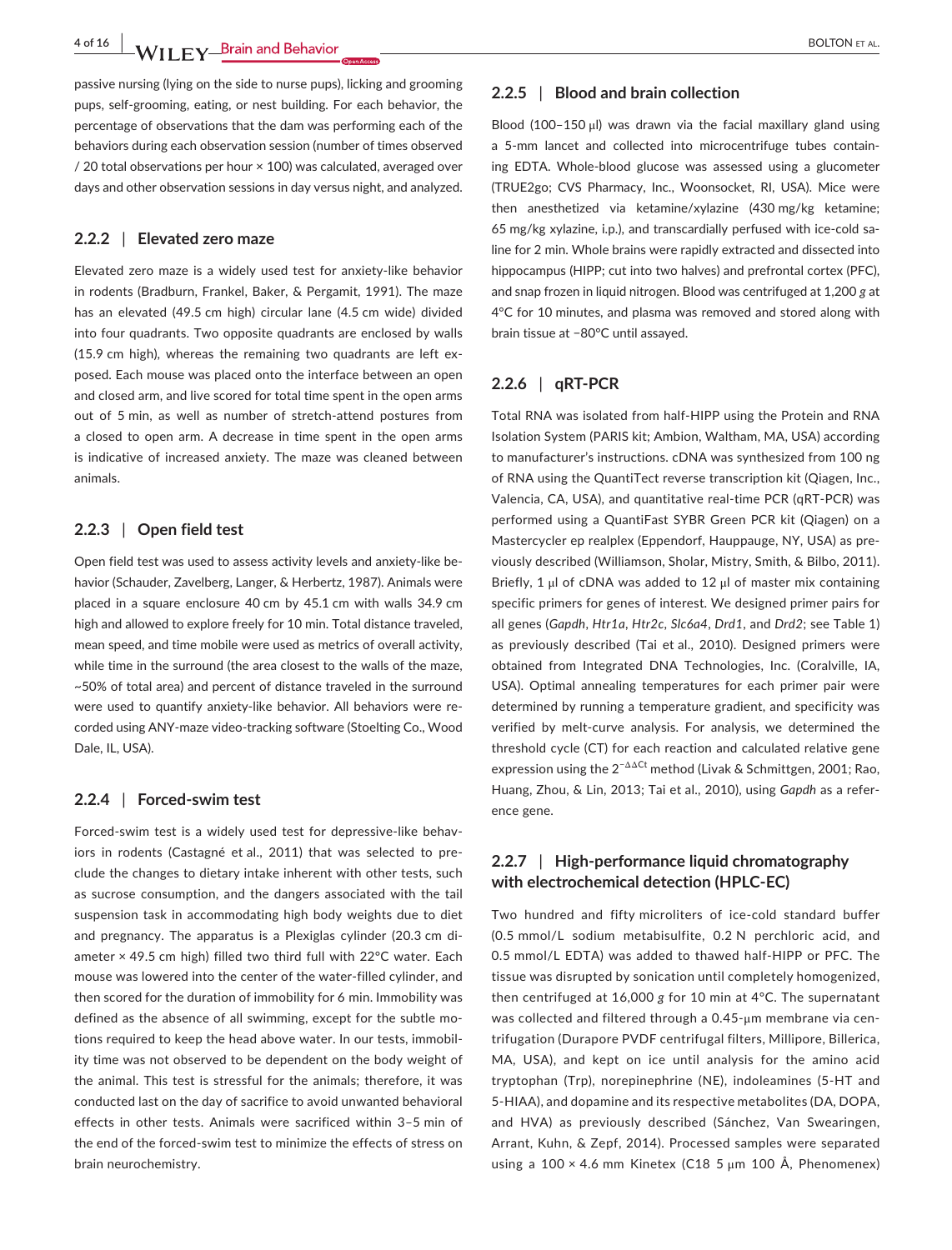passive nursing (lying on the side to nurse pups), licking and grooming pups, self-grooming, eating, or nest building. For each behavior, the percentage of observations that the dam was performing each of the behaviors during each observation session (number of times observed / 20 total observations per hour × 100) was calculated, averaged over days and other observation sessions in day versus night, and analyzed.

### 2.2.2 | Elevated zero maze

Elevated zero maze is a widely used test for anxiety-like behavior in rodents (Bradburn, Frankel, Baker, & Pergamit, 1991). The maze has an elevated (49.5 cm high) circular lane (4.5 cm wide) divided into four quadrants. Two opposite quadrants are enclosed by walls (15.9 cm high), whereas the remaining two quadrants are left exposed. Each mouse was placed onto the interface between an open and closed arm, and live scored for total time spent in the open arms out of 5 min, as well as number of stretch-attend postures from a closed to open arm. A decrease in time spent in the open arms is indicative of increased anxiety. The maze was cleaned between animals.

### 2.2.3 | Open field test

Open field test was used to assess activity levels and anxiety-like behavior (Schauder, Zavelberg, Langer, & Herbertz, 1987). Animals were placed in a square enclosure 40 cm by 45.1 cm with walls 34.9 cm high and allowed to explore freely for 10 min. Total distance traveled, mean speed, and time mobile were used as metrics of overall activity, while time in the surround (the area closest to the walls of the maze, ~50% of total area) and percent of distance traveled in the surround were used to quantify anxiety-like behavior. All behaviors were recorded using ANY-maze video-tracking software (Stoelting Co., Wood Dale, IL, USA).

### 2.2.4 | Forced-swim test

Forced-swim test is a widely used test for depressive-like behaviors in rodents (Castagné et al., 2011) that was selected to preclude the changes to dietary intake inherent with other tests, such as sucrose consumption, and the dangers associated with the tail suspension task in accommodating high body weights due to diet and pregnancy. The apparatus is a Plexiglas cylinder (20.3 cm diameter × 49.5 cm high) filled two third full with 22°C water. Each mouse was lowered into the center of the water-filled cylinder, and then scored for the duration of immobility for 6 min. Immobility was defined as the absence of all swimming, except for the subtle motions required to keep the head above water. In our tests, immobility time was not observed to be dependent on the body weight of the animal. This test is stressful for the animals; therefore, it was conducted last on the day of sacrifice to avoid unwanted behavioral effects in other tests. Animals were sacrificed within 3–5 min of the end of the forced-swim test to minimize the effects of stress on brain neurochemistry.

### 2.2.5 | Blood and brain collection

Blood (100–150 μl) was drawn via the facial maxillary gland using a 5-mm lancet and collected into microcentrifuge tubes containing EDTA. Whole-blood glucose was assessed using a glucometer (TRUE2go; CVS Pharmacy, Inc., Woonsocket, RI, USA). Mice were then anesthetized via ketamine/xylazine (430 mg/kg ketamine; 65 mg/kg xylazine, i.p.), and transcardially perfused with ice-cold saline for 2 min. Whole brains were rapidly extracted and dissected into hippocampus (HIPP; cut into two halves) and prefrontal cortex (PFC), and snap frozen in liquid nitrogen. Blood was centrifuged at 1,200 *g* at 4°C for 10 minutes, and plasma was removed and stored along with brain tissue at −80°C until assayed.

### 2.2.6 | qRT-PCR

Total RNA was isolated from half-HIPP using the Protein and RNA Isolation System (PARIS kit; Ambion, Waltham, MA, USA) according to manufacturer's instructions. cDNA was synthesized from 100 ng of RNA using the QuantiTect reverse transcription kit (Qiagen, Inc., Valencia, CA, USA), and quantitative real-time PCR (qRT-PCR) was performed using a QuantiFast SYBR Green PCR kit (Qiagen) on a Mastercycler ep realplex (Eppendorf, Hauppauge, NY, USA) as previously described (Williamson, Sholar, Mistry, Smith, & Bilbo, 2011). Briefly, 1 μl of cDNA was added to 12 μl of master mix containing specific primers for genes of interest. We designed primer pairs for all genes (*Gapdh*, *Htr1a*, *Htr2c*, *Slc6a4*, *Drd1*, and *Drd2*; see Table 1) as previously described (Tai et al., 2010). Designed primers were obtained from Integrated DNA Technologies, Inc. (Coralville, IA, USA). Optimal annealing temperatures for each primer pair were determined by running a temperature gradient, and specificity was verified by melt-curve analysis. For analysis, we determined the threshold cycle (CT) for each reaction and calculated relative gene expression using the $2^{-\Delta\Delta Ct}$ method (Livak & Schmittgen, 2001; Rao, Huang, Zhou, & Lin, 2013; Tai et al., 2010), using *Gapdh* as a reference gene.

### 2.2.7 | High-performance liquid chromatography with electrochemical detection (HPLC-EC)

Two hundred and fifty microliters of ice-cold standard buffer (0.5 mmol/L sodium metabisulfite, 0.2 N perchloric acid, and 0.5 mmol/L EDTA) was added to thawed half-HIPP or PFC. The tissue was disrupted by sonication until completely homogenized, then centrifuged at 16,000 *g* for 10 min at 4°C. The supernatant was collected and filtered through a 0.45-μm membrane via centrifugation (Durapore PVDF centrifugal filters, Millipore, Billerica, MA, USA), and kept on ice until analysis for the amino acid tryptophan (Trp), norepinephrine (NE), indoleamines (5-HT and 5-HIAA), and dopamine and its respective metabolites (DA, DOPA, and HVA) as previously described (Sánchez, Van Swearingen, Arrant, Kuhn, & Zepf, 2014). Processed samples were separated using a 100 × 4.6 mm Kinetex (C18 5 μm 100 Å, Phenomenex)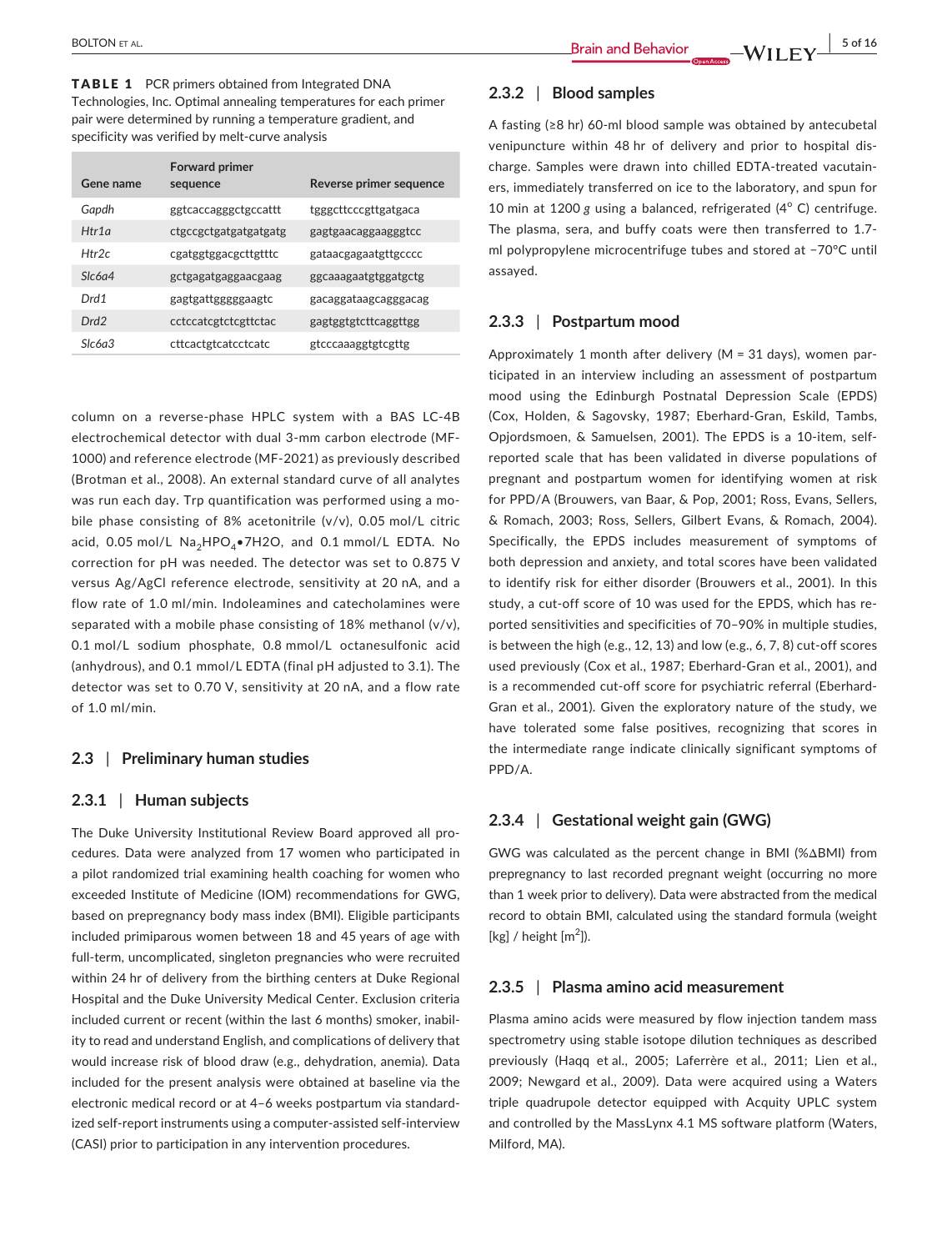**TABLE 1** PCR primers obtained from Integrated DNA Technologies, Inc. Optimal annealing temperatures for each primer pair were determined by running a temperature gradient, and specificity was verified by melt-curve analysis

| Gene name | Forward primer sequence | Reverse primer sequence |
|---|---|---|
| *Gapdh* | ggtcaccagggctgccattt | tgggcttcccgttgatgaca |
| *Htr1a* | ctgccgctgatgatgatgatg | gagtgaacaggaagggtcc |
| *Htr2c* | cgatggtggacgcttgtttc | gataacgagaatgttgcccc |
| *Slc6a4* | gctgagatgaggaacgaag | ggcaaagaatgtggatgctg |
| *Drd1* | gagtgattgggggaagtc | gacaggataagcagggacag |
| *Drd2* | cctccatcgtctcgttctac | gagtggtgtcttcaggttgg |
| *Slc6a3* | cttcactgtcatcctcatc | gtcccaaaggtgtcgttg |

column on a reverse-phase HPLC system with a BAS LC-4B electrochemical detector with dual 3-mm carbon electrode (MF-1000) and reference electrode (MF-2021) as previously described (Brotman et al., 2008). An external standard curve of all analytes was run each day. Trp quantification was performed using a mobile phase consisting of 8% acetonitrile (v/v), 0.05 mol/L citric acid, 0.05 mol/L $Na_2HPO_4{\bullet}7H_2O$, and 0.1 mmol/L EDTA. No correction for pH was needed. The detector was set to 0.875 V versus Ag/AgCl reference electrode, sensitivity at 20 nA, and a flow rate of 1.0 ml/min. Indoleamines and catecholamines were separated with a mobile phase consisting of 18% methanol (v/v), 0.1 mol/L sodium phosphate, 0.8 mmol/L octanesulfonic acid (anhydrous), and 0.1 mmol/L EDTA (final pH adjusted to 3.1). The detector was set to 0.70 V, sensitivity at 20 nA, and a flow rate of 1.0 ml/min.

## 2.3 | Preliminary human studies

### 2.3.1 | Human subjects

The Duke University Institutional Review Board approved all procedures. Data were analyzed from 17 women who participated in a pilot randomized trial examining health coaching for women who exceeded Institute of Medicine (IOM) recommendations for GWG, based on prepregnancy body mass index (BMI). Eligible participants included primiparous women between 18 and 45 years of age with full-term, uncomplicated, singleton pregnancies who were recruited within 24 hr of delivery from the birthing centers at Duke Regional Hospital and the Duke University Medical Center. Exclusion criteria included current or recent (within the last 6 months) smoker, inability to read and understand English, and complications of delivery that would increase risk of blood draw (e.g., dehydration, anemia). Data included for the present analysis were obtained at baseline via the electronic medical record or at 4–6 weeks postpartum via standardized self-report instruments using a computer-assisted self-interview (CASI) prior to participation in any intervention procedures.

### 2.3.2 | Blood samples

A fasting (≥8 hr) 60-ml blood sample was obtained by antecubetal venipuncture within 48 hr of delivery and prior to hospital discharge. Samples were drawn into chilled EDTA-treated vacutainers, immediately transferred on ice to the laboratory, and spun for 10 min at 1200 *g* using a balanced, refrigerated (4° C) centrifuge. The plasma, sera, and buffy coats were then transferred to 1.7-ml polypropylene microcentrifuge tubes and stored at −70°C until assayed.

### 2.3.3 | Postpartum mood

Approximately 1 month after delivery (M = 31 days), women participated in an interview including an assessment of postpartum mood using the Edinburgh Postnatal Depression Scale (EPDS) (Cox, Holden, & Sagovsky, 1987; Eberhard-Gran, Eskild, Tambs, Opjordsmoen, & Samuelsen, 2001). The EPDS is a 10-item, self-reported scale that has been validated in diverse populations of pregnant and postpartum women for identifying women at risk for PPD/A (Brouwers, van Baar, & Pop, 2001; Ross, Evans, Sellers, & Romach, 2003; Ross, Sellers, Gilbert Evans, & Romach, 2004). Specifically, the EPDS includes measurement of symptoms of both depression and anxiety, and total scores have been validated to identify risk for either disorder (Brouwers et al., 2001). In this study, a cut-off score of 10 was used for the EPDS, which has reported sensitivities and specificities of 70–90% in multiple studies, is between the high (e.g., 12, 13) and low (e.g., 6, 7, 8) cut-off scores used previously (Cox et al., 1987; Eberhard-Gran et al., 2001), and is a recommended cut-off score for psychiatric referral (Eberhard-Gran et al., 2001). Given the exploratory nature of the study, we have tolerated some false positives, recognizing that scores in the intermediate range indicate clinically significant symptoms of PPD/A.

### 2.3.4 | Gestational weight gain (GWG)

GWG was calculated as the percent change in BMI (%ΔBMI) from prepregnancy to last recorded pregnant weight (occurring no more than 1 week prior to delivery). Data were abstracted from the medical record to obtain BMI, calculated using the standard formula (weight [kg] / height [$m^2$]).

### 2.3.5 | Plasma amino acid measurement

Plasma amino acids were measured by flow injection tandem mass spectrometry using stable isotope dilution techniques as described previously (Haqq et al., 2005; Laferrère et al., 2011; Lien et al., 2009; Newgard et al., 2009). Data were acquired using a Waters triple quadrupole detector equipped with Acquity UPLC system and controlled by the MassLynx 4.1 MS software platform (Waters, Milford, MA).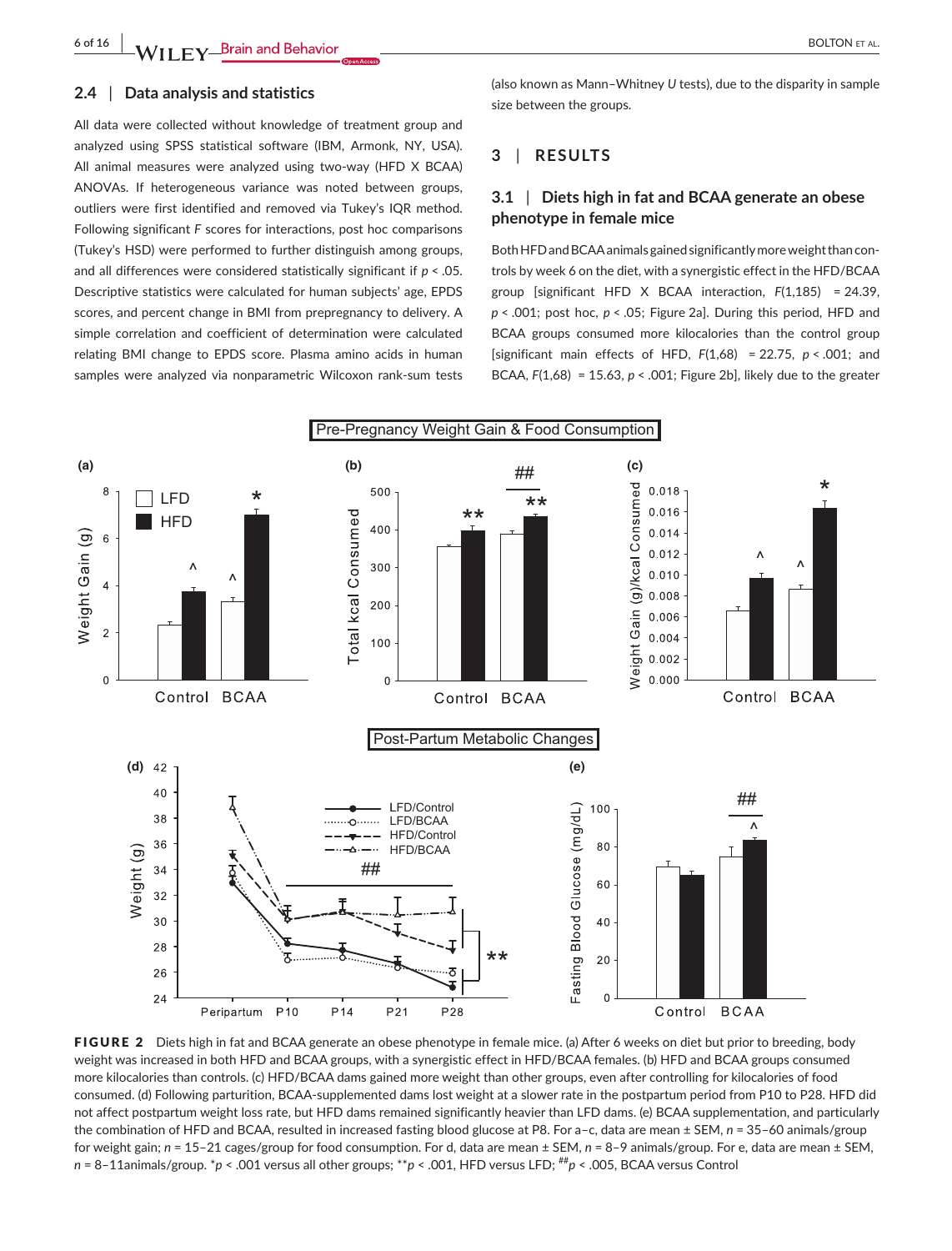### 2.4 | Data analysis and statistics

All data were collected without knowledge of treatment group and analyzed using SPSS statistical software (IBM, Armonk, NY, USA). All animal measures were analyzed using two-way (HFD X BCAA) ANOVAs. If heterogeneous variance was noted between groups, outliers were first identified and removed via Tukey's IQR method. Following significant F scores for interactions, post hoc comparisons (Tukey's HSD) were performed to further distinguish among groups, and all differences were considered statistically significant if $p < .05$. Descriptive statistics were calculated for human subjects' age, EPDS scores, and percent change in BMI from prepregnancy to delivery. A simple correlation and coefficient of determination were calculated relating BMI change to EPDS score. Plasma amino acids in human samples were analyzed via nonparametric Wilcoxon rank-sum tests (also known as Mann–Whitney U tests), due to the disparity in sample size between the groups.

## 3 | RESULTS

### 3.1 | Diets high in fat and BCAA generate an obese phenotype in female mice

Both HFD and BCAA animals gained significantly more weight than controls by week 6 on the diet, with a synergistic effect in the HFD/BCAA group [significant HFD X BCAA interaction, $F(1,185) = 24.39$, $p < .001$; post hoc, $p < .05$; Figure 2a]. During this period, HFD and BCAA groups consumed more kilocalories than the control group [significant main effects of HFD, $F(1,68) = 22.75$, $p < .001$; and BCAA, $F(1,68) = 15.63$, $p < .001$; Figure 2b], likely due to the greater

**FIGURE 2** Diets high in fat and BCAA generate an obese phenotype in female mice. (a) After 6 weeks on diet but prior to breeding, body weight was increased in both HFD and BCAA groups, with a synergistic effect in HFD/BCAA females. (b) HFD and BCAA groups consumed more kilocalories than controls. (c) HFD/BCAA dams gained more weight than other groups, even after controlling for kilocalories of food consumed. (d) Following parturition, BCAA-supplemented dams lost weight at a slower rate in the postpartum period from P10 to P28. HFD did not affect postpartum weight loss rate, but HFD dams remained significantly heavier than LFD dams. (e) BCAA supplementation, and particularly the combination of HFD and BCAA, resulted in increased fasting blood glucose at P8. For a–c, data are mean ± SEM, n = 35–60 animals/group for weight gain; n = 15–21 cages/group for food consumption. For d, data are mean ± SEM, n = 8–9 animals/group. For e, data are mean ± SEM, n = 8–11animals/group. *$p < .001$ versus all other groups; **$p < .001$, HFD versus LFD; ##$p < .005$, BCAA versus Control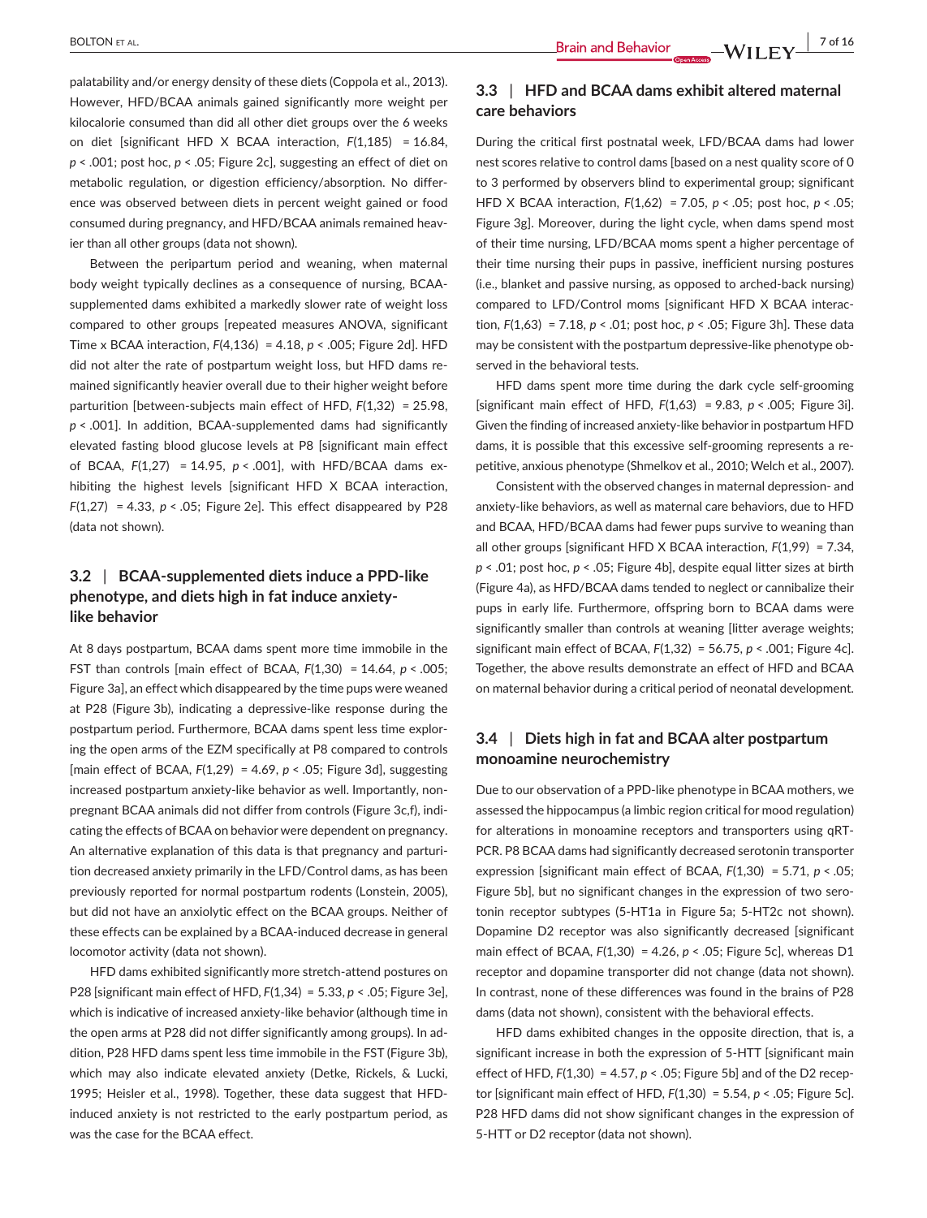palatability and/or energy density of these diets (Coppola et al., 2013). However, HFD/BCAA animals gained significantly more weight per kilocalorie consumed than did all other diet groups over the 6 weeks on diet [significant HFD X BCAA interaction, $F(1,185) = 16.84$, $p < .001$; post hoc, $p < .05$; Figure 2c], suggesting an effect of diet on metabolic regulation, or digestion efficiency/absorption. No difference was observed between diets in percent weight gained or food consumed during pregnancy, and HFD/BCAA animals remained heavier than all other groups (data not shown).

Between the peripartum period and weaning, when maternal body weight typically declines as a consequence of nursing, BCAA-supplemented dams exhibited a markedly slower rate of weight loss compared to other groups [repeated measures ANOVA, significant Time x BCAA interaction, $F(4,136) = 4.18$, $p < .005$; Figure 2d]. HFD did not alter the rate of postpartum weight loss, but HFD dams remained significantly heavier overall due to their higher weight before parturition [between-subjects main effect of HFD, $F(1,32) = 25.98$, $p < .001$]. In addition, BCAA-supplemented dams had significantly elevated fasting blood glucose levels at P8 [significant main effect of BCAA, $F(1,27) = 14.95$, $p < .001$], with HFD/BCAA dams exhibiting the highest levels [significant HFD X BCAA interaction, $F(1,27) = 4.33$, $p < .05$; Figure 2e]. This effect disappeared by P28 (data not shown).

### 3.2 | BCAA-supplemented diets induce a PPD-like phenotype, and diets high in fat induce anxiety-like behavior

At 8 days postpartum, BCAA dams spent more time immobile in the FST than controls [main effect of BCAA, $F(1,30) = 14.64$, $p < .005$; Figure 3a], an effect which disappeared by the time pups were weaned at P28 (Figure 3b), indicating a depressive-like response during the postpartum period. Furthermore, BCAA dams spent less time exploring the open arms of the EZM specifically at P8 compared to controls [main effect of BCAA, $F(1,29) = 4.69$, $p < .05$; Figure 3d], suggesting increased postpartum anxiety-like behavior as well. Importantly, non-pregnant BCAA animals did not differ from controls (Figure 3c,f), indicating the effects of BCAA on behavior were dependent on pregnancy. An alternative explanation of this data is that pregnancy and parturition decreased anxiety primarily in the LFD/Control dams, as has been previously reported for normal postpartum rodents (Lonstein, 2005), but did not have an anxiolytic effect on the BCAA groups. Neither of these effects can be explained by a BCAA-induced decrease in general locomotor activity (data not shown).

HFD dams exhibited significantly more stretch-attend postures on P28 [significant main effect of HFD, $F(1,34) = 5.33$, $p < .05$; Figure 3e], which is indicative of increased anxiety-like behavior (although time in the open arms at P28 did not differ significantly among groups). In addition, P28 HFD dams spent less time immobile in the FST (Figure 3b), which may also indicate elevated anxiety (Detke, Rickels, & Lucki, 1995; Heisler et al., 1998). Together, these data suggest that HFD-induced anxiety is not restricted to the early postpartum period, as was the case for the BCAA effect.

### 3.3 | HFD and BCAA dams exhibit altered maternal care behaviors

During the critical first postnatal week, LFD/BCAA dams had lower nest scores relative to control dams [based on a nest quality score of 0 to 3 performed by observers blind to experimental group; significant HFD X BCAA interaction, $F(1,62) = 7.05$, $p < .05$; post hoc, $p < .05$; Figure 3g]. Moreover, during the light cycle, when dams spend most of their time nursing, LFD/BCAA moms spent a higher percentage of their time nursing their pups in passive, inefficient nursing postures (i.e., blanket and passive nursing, as opposed to arched-back nursing) compared to LFD/Control moms [significant HFD X BCAA interaction, $F(1,63) = 7.18$, $p < .01$; post hoc, $p < .05$; Figure 3h]. These data may be consistent with the postpartum depressive-like phenotype observed in the behavioral tests.

HFD dams spent more time during the dark cycle self-grooming [significant main effect of HFD, $F(1,63) = 9.83$, $p < .005$; Figure 3i]. Given the finding of increased anxiety-like behavior in postpartum HFD dams, it is possible that this excessive self-grooming represents a repetitive, anxious phenotype (Shmelkov et al., 2010; Welch et al., 2007).

Consistent with the observed changes in maternal depression- and anxiety-like behaviors, as well as maternal care behaviors, due to HFD and BCAA, HFD/BCAA dams had fewer pups survive to weaning than all other groups [significant HFD X BCAA interaction, $F(1,99) = 7.34$, $p < .01$; post hoc, $p < .05$; Figure 4b], despite equal litter sizes at birth (Figure 4a), as HFD/BCAA dams tended to neglect or cannibalize their pups in early life. Furthermore, offspring born to BCAA dams were significantly smaller than controls at weaning [litter average weights; significant main effect of BCAA, $F(1,32) = 56.75$, $p < .001$; Figure 4c]. Together, the above results demonstrate an effect of HFD and BCAA on maternal behavior during a critical period of neonatal development.

### 3.4 | Diets high in fat and BCAA alter postpartum monoamine neurochemistry

Due to our observation of a PPD-like phenotype in BCAA mothers, we assessed the hippocampus (a limbic region critical for mood regulation) for alterations in monoamine receptors and transporters using qRT-PCR. P8 BCAA dams had significantly decreased serotonin transporter expression [significant main effect of BCAA, $F(1,30) = 5.71$, $p < .05$; Figure 5b], but no significant changes in the expression of two serotonin receptor subtypes (5-HT1a in Figure 5a; 5-HT2c not shown). Dopamine D2 receptor was also significantly decreased [significant main effect of BCAA, $F(1,30) = 4.26$, $p < .05$; Figure 5c], whereas D1 receptor and dopamine transporter did not change (data not shown). In contrast, none of these differences was found in the brains of P28 dams (data not shown), consistent with the behavioral effects.

HFD dams exhibited changes in the opposite direction, that is, a significant increase in both the expression of 5-HTT [significant main effect of HFD, $F(1,30) = 4.57$, $p < .05$; Figure 5b] and of the D2 receptor [significant main effect of HFD, $F(1,30) = 5.54$, $p < .05$; Figure 5c]. P28 HFD dams did not show significant changes in the expression of 5-HTT or D2 receptor (data not shown).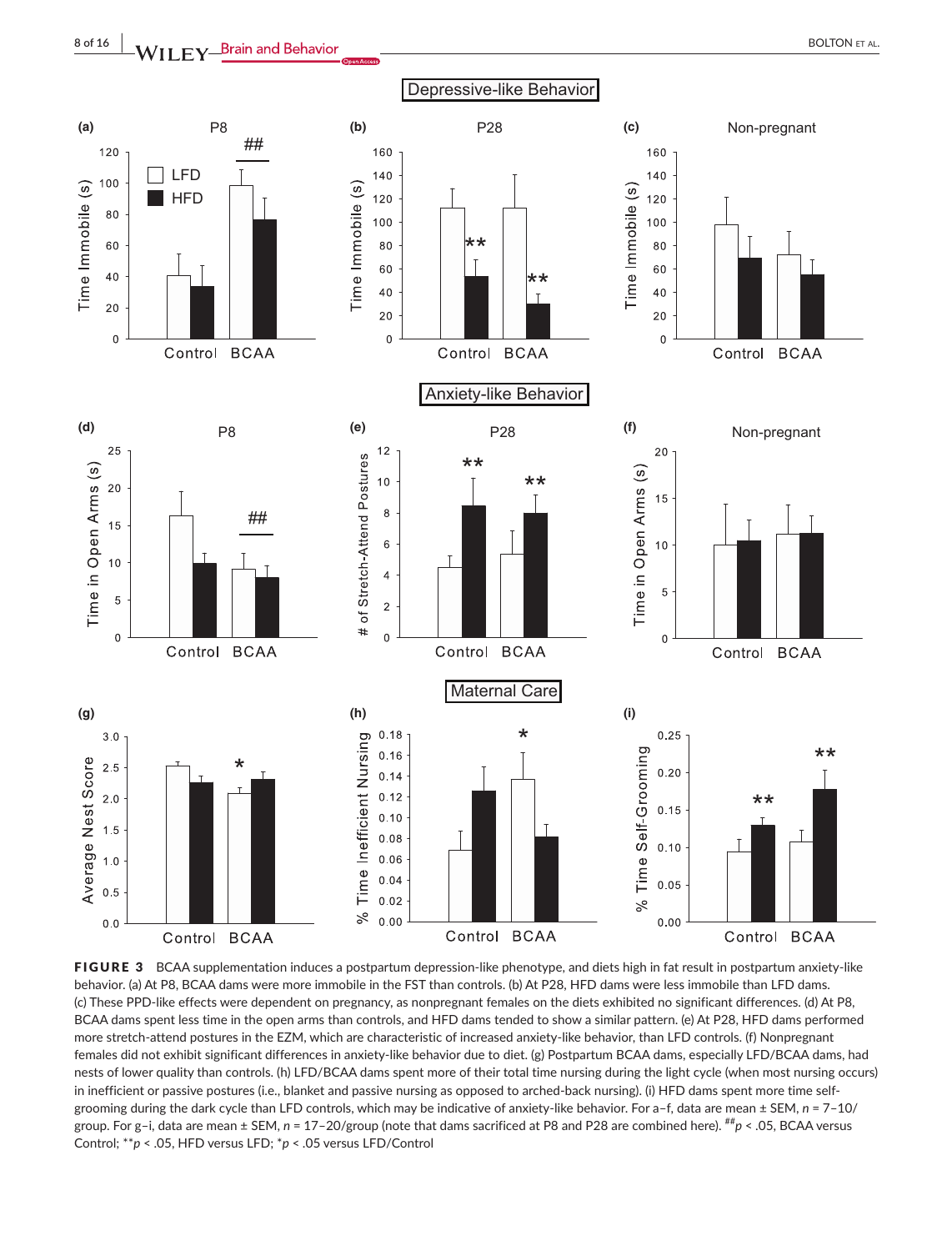**FIGURE 3** BCAA supplementation induces a postpartum depression-like phenotype, and diets high in fat result in postpartum anxiety-like behavior. (a) At P8, BCAA dams were more immobile in the FST than controls. (b) At P28, HFD dams were less immobile than LFD dams. (c) These PPD-like effects were dependent on pregnancy, as nonpregnant females on the diets exhibited no significant differences. (d) At P8, BCAA dams spent less time in the open arms than controls, and HFD dams tended to show a similar pattern. (e) At P28, HFD dams performed more stretch-attend postures in the EZM, which are characteristic of increased anxiety-like behavior, than LFD controls. (f) Nonpregnant females did not exhibit significant differences in anxiety-like behavior due to diet. (g) Postpartum BCAA dams, especially LFD/BCAA dams, had nests of lower quality than controls. (h) LFD/BCAA dams spent more of their total time nursing during the light cycle (when most nursing occurs) in inefficient or passive postures (i.e., blanket and passive nursing as opposed to arched-back nursing). (i) HFD dams spent more time self-grooming during the dark cycle than LFD controls, which may be indicative of anxiety-like behavior. For a–f, data are mean ± SEM, $n$ = 7–10/group. For g–i, data are mean ± SEM, $n$ = 17–20/group (note that dams sacrificed at P8 and P28 are combined here). ##$p$ < .05, BCAA versus Control; **$p$ < .05, HFD versus LFD; *$p$ < .05 versus LFD/Control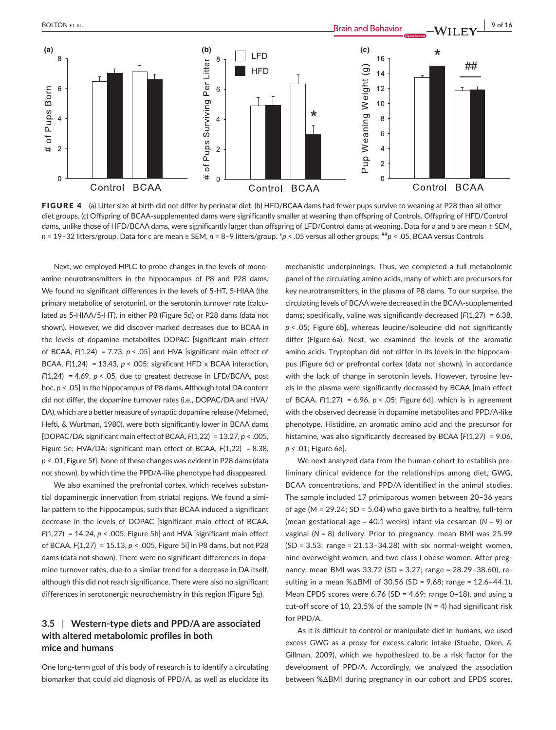**FIGURE 4** (a) Litter size at birth did not differ by perinatal diet. (b) HFD/BCAA dams had fewer pups survive to weaning at P28 than all other diet groups. (c) Offspring of BCAA-supplemented dams were significantly smaller at weaning than offspring of Controls. Offspring of HFD/Control dams, unlike those of HFD/BCAA dams, were significantly larger than offspring of LFD/Control dams at weaning. Data for a and b are mean ± SEM, $n$ = 19–32 litters/group. Data for c are mean ± SEM, $n$ = 8–9 litters/group. \*$p$ < .05 versus all other groups; ##$p$ < .05, BCAA versus Controls

Next, we employed HPLC to probe changes in the levels of monoamine neurotransmitters in the hippocampus of P8 and P28 dams. We found no significant differences in the levels of 5-HT, 5-HIAA (the primary metabolite of serotonin), or the serotonin turnover rate (calculated as 5-HIAA/5-HT), in either P8 (Figure 5d) or P28 dams (data not shown). However, we did discover marked decreases due to BCAA in the levels of dopamine metabolites DOPAC [significant main effect of BCAA, $F(1,24)$ = 7.73, $p$ < .05] and HVA [significant main effect of BCAA, $F(1,24)$ = 13.43, $p$ < .005; significant HFD x BCAA interaction, $F(1,24)$ = 4.69, $p$ < .05, due to greatest decrease in LFD/BCAA, post hoc, $p$ < .05] in the hippocampus of P8 dams. Although total DA content did not differ, the dopamine turnover rates (i.e., DOPAC/DA and HVA/DA), which are a better measure of synaptic dopamine release (Melamed, Hefti, & Wurtman, 1980), were both significantly lower in BCAA dams [DOPAC/DA: significant main effect of BCAA, $F(1,22)$ = 13.27, $p$ < .005, Figure 5e; HVA/DA: significant main effect of BCAA, $F(1,22)$ = 8.38, $p$ < .01, Figure 5f]. None of these changes was evident in P28 dams (data not shown), by which time the PPD/A-like phenotype had disappeared.

We also examined the prefrontal cortex, which receives substantial dopaminergic innervation from striatal regions. We found a similar pattern to the hippocampus, such that BCAA induced a significant decrease in the levels of DOPAC [significant main effect of BCAA, $F(1,27)$ = 14.24, $p$ < .005, Figure 5h] and HVA [significant main effect of BCAA, $F(1,27)$ = 15.13, $p$ < .005, Figure 5i] in P8 dams, but not P28 dams (data not shown). There were no significant differences in dopamine turnover rates, due to a similar trend for a decrease in DA itself, although this did not reach significance. There were also no significant differences in serotonergic neurochemistry in this region (Figure 5g).

### 3.5 | Western-type diets and PPD/A are associated with altered metabolomic profiles in both mice and humans

One long-term goal of this body of research is to identify a circulating biomarker that could aid diagnosis of PPD/A, as well as elucidate its mechanistic underpinnings. Thus, we completed a full metabolomic panel of the circulating amino acids, many of which are precursors for key neurotransmitters, in the plasma of P8 dams. To our surprise, the circulating levels of BCAA were decreased in the BCAA-supplemented dams; specifically, valine was significantly decreased [$F(1,27)$ = 6.38, $p$ < .05; Figure 6b], whereas leucine/isoleucine did not significantly differ (Figure 6a). Next, we examined the levels of the aromatic amino acids. Tryptophan did not differ in its levels in the hippocampus (Figure 6c) or prefrontal cortex (data not shown), in accordance with the lack of change in serotonin levels. However, tyrosine levels in the plasma were significantly decreased by BCAA [main effect of BCAA, $F(1,27)$ = 6.96, $p$ < .05; Figure 6d], which is in agreement with the observed decrease in dopamine metabolites and PPD/A-like phenotype. Histidine, an aromatic amino acid and the precursor for histamine, was also significantly decreased by BCAA [$F(1,27)$ = 9.06, $p$ < .01; Figure 6e].

We next analyzed data from the human cohort to establish preliminary clinical evidence for the relationships among diet, GWG, BCAA concentrations, and PPD/A identified in the animal studies. The sample included 17 primiparous women between 20–36 years of age (M = 29.24; SD = 5.04) who gave birth to a healthy, full-term (mean gestational age = 40.1 weeks) infant via cesarean ($N$ = 9) or vaginal ($N$ = 8) delivery. Prior to pregnancy, mean BMI was 25.99 (SD = 3.53; range = 21.13–34.28) with six normal-weight women, nine overweight women, and two class I obese women. After pregnancy, mean BMI was 33.72 (SD = 3.27; range = 28.29–38.60), resulting in a mean %ΔBMI of 30.56 (SD = 9.68; range = 12.6–44.1). Mean EPDS scores were 6.76 (SD = 4.69; range 0–18), and using a cut-off score of 10, 23.5% of the sample ($N$ = 4) had significant risk for PPD/A.

As it is difficult to control or manipulate diet in humans, we used excess GWG as a proxy for excess caloric intake (Stuebe, Oken, & Gillman, 2009), which we hypothesized to be a risk factor for the development of PPD/A. Accordingly, we analyzed the association between %ΔBMI during pregnancy in our cohort and EPDS scores,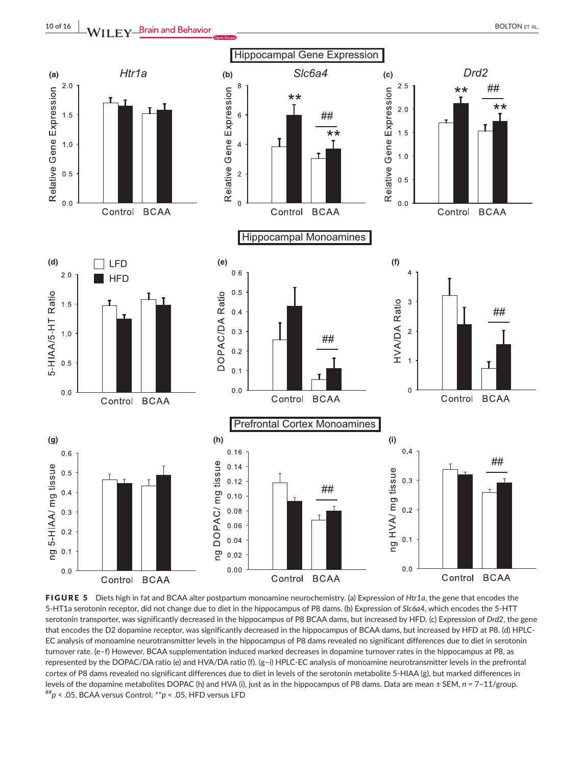**FIGURE 5** Diets high in fat and BCAA alter postpartum monoamine neurochemistry. (a) Expression of *Htr1a*, the gene that encodes the 5-HT1a serotonin receptor, did not change due to diet in the hippocampus of P8 dams. (b) Expression of *Slc6a4*, which encodes the 5-HTT serotonin transporter, was significantly decreased in the hippocampus of P8 BCAA dams, but increased by HFD. (c) Expression of *Drd2*, the gene that encodes the D2 dopamine receptor, was significantly decreased in the hippocampus of BCAA dams, but increased by HFD at P8. (d) HPLC-EC analysis of monoamine neurotransmitter levels in the hippocampus of P8 dams revealed no significant differences due to diet in serotonin turnover rate. (e–f) However, BCAA supplementation induced marked decreases in dopamine turnover rates in the hippocampus at P8, as represented by the DOPAC/DA ratio (e) and HVA/DA ratio (f). (g–i) HPLC-EC analysis of monoamine neurotransmitter levels in the prefrontal cortex of P8 dams revealed no significant differences due to diet in levels of the serotonin metabolite 5-HIAA (g), but marked differences in levels of the dopamine metabolites DOPAC (h) and HVA (i), just as in the hippocampus of P8 dams. Data are mean ± SEM, $n = 7–11$/group. ##$p < .05$, BCAA versus Control; **$p < .05$, HFD versus LFD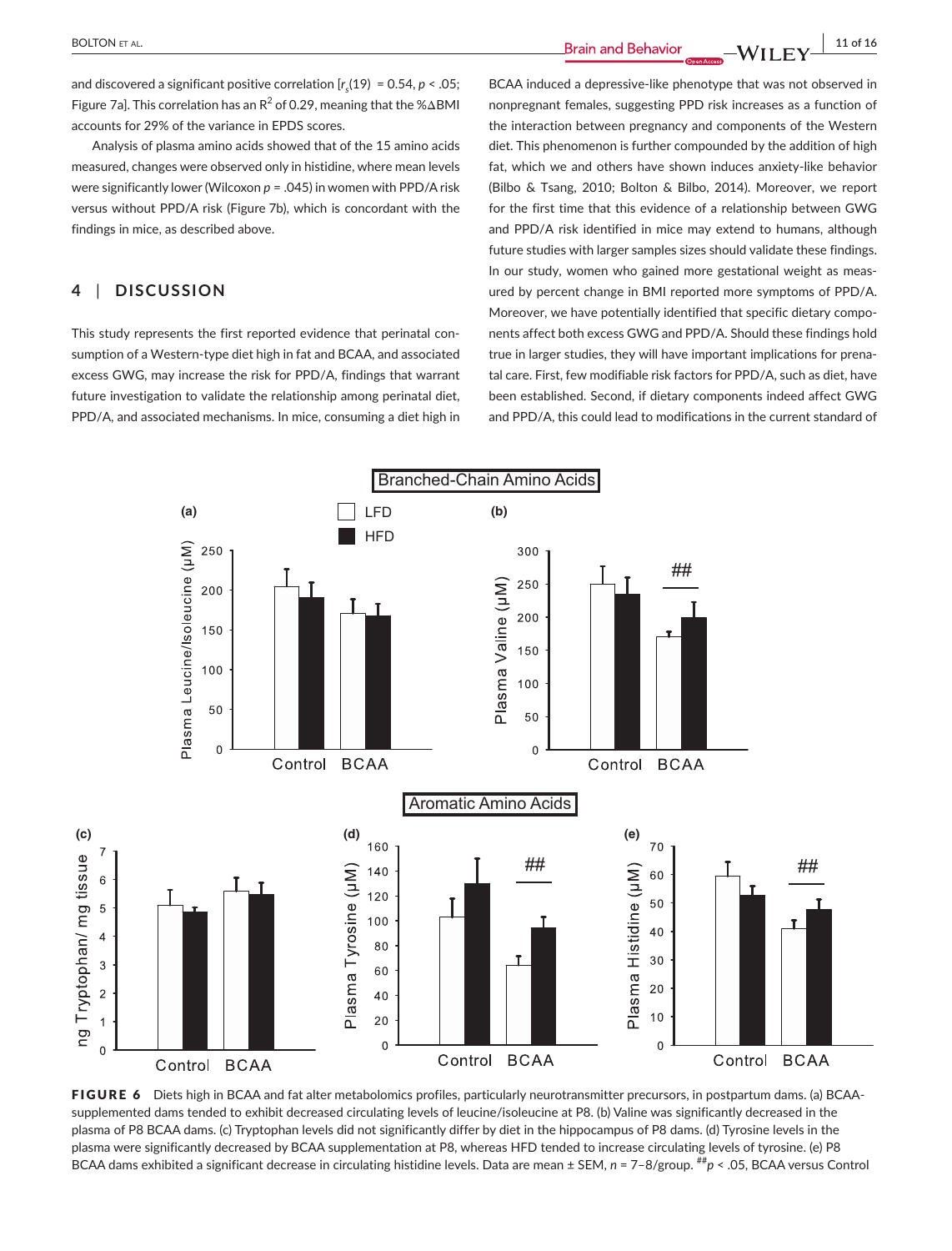and discovered a significant positive correlation [$r_s(19) = 0.54$, $p < .05$; Figure 7a]. This correlation has an $R^2$ of 0.29, meaning that the %ΔBMI accounts for 29% of the variance in EPDS scores.

Analysis of plasma amino acids showed that of the 15 amino acids measured, changes were observed only in histidine, where mean levels were significantly lower (Wilcoxon $p = .045$) in women with PPD/A risk versus without PPD/A risk (Figure 7b), which is concordant with the findings in mice, as described above.

## 4 | DISCUSSION

This study represents the first reported evidence that perinatal consumption of a Western-type diet high in fat and BCAA, and associated excess GWG, may increase the risk for PPD/A, findings that warrant future investigation to validate the relationship among perinatal diet, PPD/A, and associated mechanisms. In mice, consuming a diet high in BCAA induced a depressive-like phenotype that was not observed in nonpregnant females, suggesting PPD risk increases as a function of the interaction between pregnancy and components of the Western diet. This phenomenon is further compounded by the addition of high fat, which we and others have shown induces anxiety-like behavior (Bilbo & Tsang, 2010; Bolton & Bilbo, 2014). Moreover, we report for the first time that this evidence of a relationship between GWG and PPD/A risk identified in mice may extend to humans, although future studies with larger samples sizes should validate these findings. In our study, women who gained more gestational weight as measured by percent change in BMI reported more symptoms of PPD/A. Moreover, we have potentially identified that specific dietary components affect both excess GWG and PPD/A. Should these findings hold true in larger studies, they will have important implications for prenatal care. First, few modifiable risk factors for PPD/A, such as diet, have been established. Second, if dietary components indeed affect GWG and PPD/A, this could lead to modifications in the current standard of

**FIGURE 6** Diets high in BCAA and fat alter metabolomics profiles, particularly neurotransmitter precursors, in postpartum dams. (a) BCAA-supplemented dams tended to exhibit decreased circulating levels of leucine/isoleucine at P8. (b) Valine was significantly decreased in the plasma of P8 BCAA dams. (c) Tryptophan levels did not significantly differ by diet in the hippocampus of P8 dams. (d) Tyrosine levels in the plasma were significantly decreased by BCAA supplementation at P8, whereas HFD tended to increase circulating levels of tyrosine. (e) P8 BCAA dams exhibited a significant decrease in circulating histidine levels. Data are mean ± SEM, $n$ = 7–8/group. ##$p < .05$, BCAA versus Control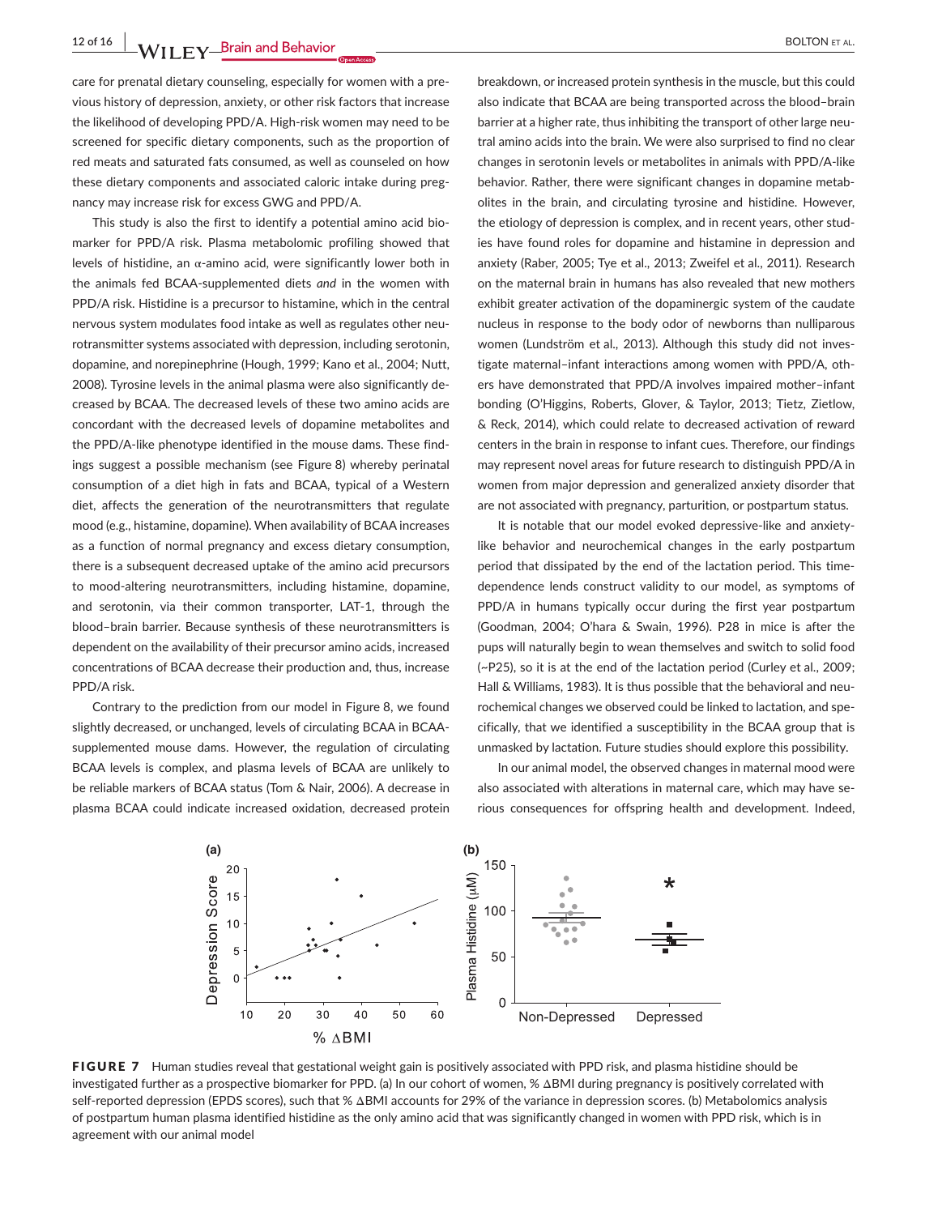care for prenatal dietary counseling, especially for women with a previous history of depression, anxiety, or other risk factors that increase the likelihood of developing PPD/A. High-risk women may need to be screened for specific dietary components, such as the proportion of red meats and saturated fats consumed, as well as counseled on how these dietary components and associated caloric intake during pregnancy may increase risk for excess GWG and PPD/A.

This study is also the first to identify a potential amino acid biomarker for PPD/A risk. Plasma metabolomic profiling showed that levels of histidine, an α-amino acid, were significantly lower both in the animals fed BCAA-supplemented diets *and* in the women with PPD/A risk. Histidine is a precursor to histamine, which in the central nervous system modulates food intake as well as regulates other neurotransmitter systems associated with depression, including serotonin, dopamine, and norepinephrine (Hough, 1999; Kano et al., 2004; Nutt, 2008). Tyrosine levels in the animal plasma were also significantly decreased by BCAA. The decreased levels of these two amino acids are concordant with the decreased levels of dopamine metabolites and the PPD/A-like phenotype identified in the mouse dams. These findings suggest a possible mechanism (see Figure 8) whereby perinatal consumption of a diet high in fats and BCAA, typical of a Western diet, affects the generation of the neurotransmitters that regulate mood (e.g., histamine, dopamine). When availability of BCAA increases as a function of normal pregnancy and excess dietary consumption, there is a subsequent decreased uptake of the amino acid precursors to mood-altering neurotransmitters, including histamine, dopamine, and serotonin, via their common transporter, LAT-1, through the blood–brain barrier. Because synthesis of these neurotransmitters is dependent on the availability of their precursor amino acids, increased concentrations of BCAA decrease their production and, thus, increase PPD/A risk.

Contrary to the prediction from our model in Figure 8, we found slightly decreased, or unchanged, levels of circulating BCAA in BCAA-supplemented mouse dams. However, the regulation of circulating BCAA levels is complex, and plasma levels of BCAA are unlikely to be reliable markers of BCAA status (Tom & Nair, 2006). A decrease in plasma BCAA could indicate increased oxidation, decreased protein breakdown, or increased protein synthesis in the muscle, but this could also indicate that BCAA are being transported across the blood–brain barrier at a higher rate, thus inhibiting the transport of other large neutral amino acids into the brain. We were also surprised to find no clear changes in serotonin levels or metabolites in animals with PPD/A-like behavior. Rather, there were significant changes in dopamine metabolites in the brain, and circulating tyrosine and histidine. However, the etiology of depression is complex, and in recent years, other studies have found roles for dopamine and histamine in depression and anxiety (Raber, 2005; Tye et al., 2013; Zweifel et al., 2011). Research on the maternal brain in humans has also revealed that new mothers exhibit greater activation of the dopaminergic system of the caudate nucleus in response to the body odor of newborns than nulliparous women (Lundström et al., 2013). Although this study did not investigate maternal–infant interactions among women with PPD/A, others have demonstrated that PPD/A involves impaired mother–infant bonding (O'Higgins, Roberts, Glover, & Taylor, 2013; Tietz, Zietlow, & Reck, 2014), which could relate to decreased activation of reward centers in the brain in response to infant cues. Therefore, our findings may represent novel areas for future research to distinguish PPD/A in women from major depression and generalized anxiety disorder that are not associated with pregnancy, parturition, or postpartum status.

It is notable that our model evoked depressive-like and anxiety-like behavior and neurochemical changes in the early postpartum period that dissipated by the end of the lactation period. This time-dependence lends construct validity to our model, as symptoms of PPD/A in humans typically occur during the first year postpartum (Goodman, 2004; O'hara & Swain, 1996). P28 in mice is after the pups will naturally begin to wean themselves and switch to solid food (~P25), so it is at the end of the lactation period (Curley et al., 2009; Hall & Williams, 1983). It is thus possible that the behavioral and neurochemical changes we observed could be linked to lactation, and specifically, that we identified a susceptibility in the BCAA group that is unmasked by lactation. Future studies should explore this possibility.

In our animal model, the observed changes in maternal mood were also associated with alterations in maternal care, which may have serious consequences for offspring health and development. Indeed,

**FIGURE 7** Human studies reveal that gestational weight gain is positively associated with PPD risk, and plasma histidine should be investigated further as a prospective biomarker for PPD. (a) In our cohort of women, % ΔBMI during pregnancy is positively correlated with self-reported depression (EPDS scores), such that % ΔBMI accounts for 29% of the variance in depression scores. (b) Metabolomics analysis of postpartum human plasma identified histidine as the only amino acid that was significantly changed in women with PPD risk, which is in agreement with our animal model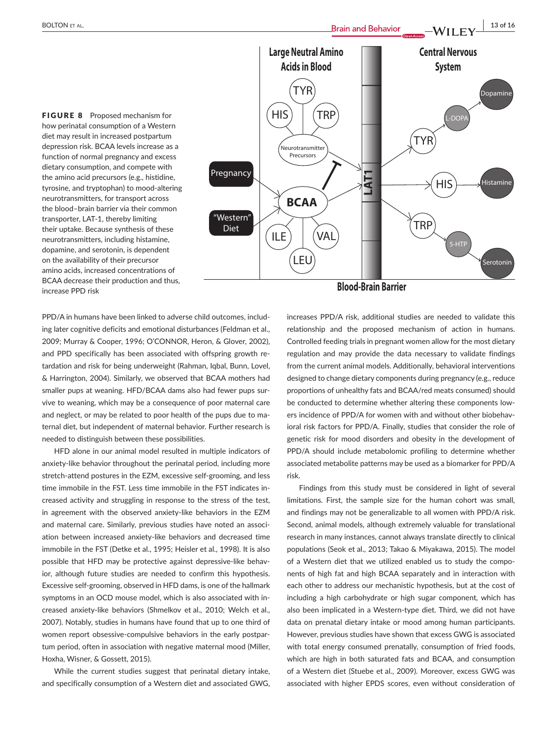**FIGURE 8** Proposed mechanism for how perinatal consumption of a Western diet may result in increased postpartum depression risk. BCAA levels increase as a function of normal pregnancy and excess dietary consumption, and compete with the amino acid precursors (e.g., histidine, tyrosine, and tryptophan) to mood-altering neurotransmitters, for transport across the blood–brain barrier via their common transporter, LAT-1, thereby limiting their uptake. Because synthesis of these neurotransmitters, including histamine, dopamine, and serotonin, is dependent on the availability of their precursor amino acids, increased concentrations of BCAA decrease their production and thus, increase PPD risk

PPD/A in humans have been linked to adverse child outcomes, including later cognitive deficits and emotional disturbances (Feldman et al., 2009; Murray & Cooper, 1996; O'CONNOR, Heron, & Glover, 2002), and PPD specifically has been associated with offspring growth retardation and risk for being underweight (Rahman, Iqbal, Bunn, Lovel, & Harrington, 2004). Similarly, we observed that BCAA mothers had smaller pups at weaning. HFD/BCAA dams also had fewer pups survive to weaning, which may be a consequence of poor maternal care and neglect, or may be related to poor health of the pups due to maternal diet, but independent of maternal behavior. Further research is needed to distinguish between these possibilities.

HFD alone in our animal model resulted in multiple indicators of anxiety-like behavior throughout the perinatal period, including more stretch-attend postures in the EZM, excessive self-grooming, and less time immobile in the FST. Less time immobile in the FST indicates increased activity and struggling in response to the stress of the test, in agreement with the observed anxiety-like behaviors in the EZM and maternal care. Similarly, previous studies have noted an association between increased anxiety-like behaviors and decreased time immobile in the FST (Detke et al., 1995; Heisler et al., 1998). It is also possible that HFD may be protective against depressive-like behavior, although future studies are needed to confirm this hypothesis. Excessive self-grooming, observed in HFD dams, is one of the hallmark symptoms in an OCD mouse model, which is also associated with increased anxiety-like behaviors (Shmelkov et al., 2010; Welch et al., 2007). Notably, studies in humans have found that up to one third of women report obsessive-compulsive behaviors in the early postpartum period, often in association with negative maternal mood (Miller, Hoxha, Wisner, & Gossett, 2015).

While the current studies suggest that perinatal dietary intake, and specifically consumption of a Western diet and associated GWG, increases PPD/A risk, additional studies are needed to validate this relationship and the proposed mechanism of action in humans. Controlled feeding trials in pregnant women allow for the most dietary regulation and may provide the data necessary to validate findings from the current animal models. Additionally, behavioral interventions designed to change dietary components during pregnancy (e.g., reduce proportions of unhealthy fats and BCAA/red meats consumed) should be conducted to determine whether altering these components lowers incidence of PPD/A for women with and without other biobehavioral risk factors for PPD/A. Finally, studies that consider the role of genetic risk for mood disorders and obesity in the development of PPD/A should include metabolomic profiling to determine whether associated metabolite patterns may be used as a biomarker for PPD/A risk.

Findings from this study must be considered in light of several limitations. First, the sample size for the human cohort was small, and findings may not be generalizable to all women with PPD/A risk. Second, animal models, although extremely valuable for translational research in many instances, cannot always translate directly to clinical populations (Seok et al., 2013; Takao & Miyakawa, 2015). The model of a Western diet that we utilized enabled us to study the components of high fat and high BCAA separately and in interaction with each other to address our mechanistic hypothesis, but at the cost of including a high carbohydrate or high sugar component, which has also been implicated in a Western-type diet. Third, we did not have data on prenatal dietary intake or mood among human participants. However, previous studies have shown that excess GWG is associated with total energy consumed prenatally, consumption of fried foods, which are high in both saturated fats and BCAA, and consumption of a Western diet (Stuebe et al., 2009). Moreover, excess GWG was associated with higher EPDS scores, even without consideration of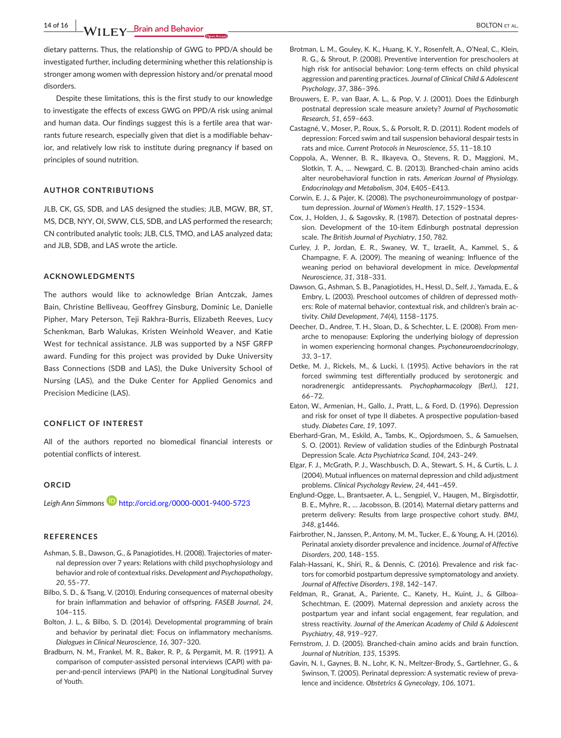dietary patterns. Thus, the relationship of GWG to PPD/A should be investigated further, including determining whether this relationship is stronger among women with depression history and/or prenatal mood disorders.

Despite these limitations, this is the first study to our knowledge to investigate the effects of excess GWG on PPD/A risk using animal and human data. Our findings suggest this is a fertile area that warrants future research, especially given that diet is a modifiable behavior, and relatively low risk to institute during pregnancy if based on principles of sound nutrition.

## AUTHOR CONTRIBUTIONS

JLB, CK, GS, SDB, and LAS designed the studies; JLB, MGW, BR, ST, MS, DCB, NYY, OI, SWW, CLS, SDB, and LAS performed the research; CN contributed analytic tools; JLB, CLS, TMO, and LAS analyzed data; and JLB, SDB, and LAS wrote the article.

## ACKNOWLEDGMENTS

The authors would like to acknowledge Brian Antczak, James Bain, Christine Belliveau, Geoffrey Ginsburg, Dominic Le, Danielle Pipher, Mary Peterson, Teji Rakhra-Burris, Elizabeth Reeves, Lucy Schenkman, Barb Walukas, Kristen Weinhold Weaver, and Katie West for technical assistance. JLB was supported by a NSF GRFP award. Funding for this project was provided by Duke University Bass Connections (SDB and LAS), the Duke University School of Nursing (LAS), and the Duke Center for Applied Genomics and Precision Medicine (LAS).

## CONFLICT OF INTEREST

All of the authors reported no biomedical financial interests or potential conflicts of interest.

## ORCID

*Leigh Ann Simmons* http://orcid.org/0000-0001-9400-5723

## REFERENCES

Ashman, S. B., Dawson, G., & Panagiotides, H. (2008). Trajectories of maternal depression over 7 years: Relations with child psychophysiology and behavior and role of contextual risks. *Development and Psychopathology*, *20*, 55–77.

Bilbo, S. D., & Tsang, V. (2010). Enduring consequences of maternal obesity for brain inflammation and behavior of offspring. *FASEB Journal*, *24*, 104–115.

Bolton, J. L., & Bilbo, S. D. (2014). Developmental programming of brain and behavior by perinatal diet: Focus on inflammatory mechanisms. *Dialogues in Clinical Neuroscience*, *16*, 307–320.

Bradburn, N. M., Frankel, M. R., Baker, R. P., & Pergamit, M. R. (1991). A comparison of computer-assisted personal interviews (CAPI) with paper-and-pencil interviews (PAPI) in the National Longitudinal Survey of Youth.

Brotman, L. M., Gouley, K. K., Huang, K. Y., Rosenfelt, A., O'Neal, C., Klein, R. G., & Shrout, P. (2008). Preventive intervention for preschoolers at high risk for antisocial behavior: Long-term effects on child physical aggression and parenting practices. *Journal of Clinical Child & Adolescent Psychology*, *37*, 386–396.

Brouwers, E. P., van Baar, A. L., & Pop, V. J. (2001). Does the Edinburgh postnatal depression scale measure anxiety? *Journal of Psychosomatic Research*, *51*, 659–663.

Castagné, V., Moser, P., Roux, S., & Porsolt, R. D. (2011). Rodent models of depression: Forced swim and tail suspension behavioral despair tests in rats and mice. *Current Protocols in Neuroscience*, *55*, 11–18.10

Coppola, A., Wenner, B. R., Ilkayeva, O., Stevens, R. D., Maggioni, M., Slotkin, T. A., … Newgard, C. B. (2013). Branched-chain amino acids alter neurobehavioral function in rats. *American Journal of Physiology. Endocrinology and Metabolism*, *304*, E405–E413.

Corwin, E. J., & Pajer, K. (2008). The psychoneuroimmunology of postpartum depression. *Journal of Women's Health*, *17*, 1529–1534.

Cox, J., Holden, J., & Sagovsky, R. (1987). Detection of postnatal depression. Development of the 10-item Edinburgh postnatal depression scale. *The British Journal of Psychiatry*, *150*, 782.

Curley, J. P., Jordan, E. R., Swaney, W. T., Izraelit, A., Kammel, S., & Champagne, F. A. (2009). The meaning of weaning: Influence of the weaning period on behavioral development in mice. *Developmental Neuroscience*, *31*, 318–331.

Dawson, G., Ashman, S. B., Panagiotides, H., Hessl, D., Self, J., Yamada, E., & Embry, L. (2003). Preschool outcomes of children of depressed mothers: Role of maternal behavior, contextual risk, and children's brain activity. *Child Development*, *74*(4), 1158–1175.

Deecher, D., Andree, T. H., Sloan, D., & Schechter, L. E. (2008). From menarche to menopause: Exploring the underlying biology of depression in women experiencing hormonal changes. *Psychoneuroendocrinology*, *33*, 3–17.

Detke, M. J., Rickels, M., & Lucki, I. (1995). Active behaviors in the rat forced swimming test differentially produced by serotonergic and noradrenergic antidepressants. *Psychopharmacology (Berl.)*, *121*, 66–72.

Eaton, W., Armenian, H., Gallo, J., Pratt, L., & Ford, D. (1996). Depression and risk for onset of type II diabetes. A prospective population-based study. *Diabetes Care*, *19*, 1097.

Eberhard-Gran, M., Eskild, A., Tambs, K., Opjordsmoen, S., & Samuelsen, S. O. (2001). Review of validation studies of the Edinburgh Postnatal Depression Scale. *Acta Psychiatrica Scand*, *104*, 243–249.

Elgar, F. J., McGrath, P. J., Waschbusch, D. A., Stewart, S. H., & Curtis, L. J. (2004). Mutual influences on maternal depression and child adjustment problems. *Clinical Psychology Review*, *24*, 441–459.

Englund-Ogge, L., Brantsaeter, A. L., Sengpiel, V., Haugen, M., Birgisdottir, B. E., Myhre, R., … Jacobsson, B. (2014). Maternal dietary patterns and preterm delivery: Results from large prospective cohort study. *BMJ*, *348*, g1446.

Fairbrother, N., Janssen, P., Antony, M. M., Tucker, E., & Young, A. H. (2016). Perinatal anxiety disorder prevalence and incidence. *Journal of Affective Disorders*, *200*, 148–155.

Falah-Hassani, K., Shiri, R., & Dennis, C. (2016). Prevalence and risk factors for comorbid postpartum depressive symptomatology and anxiety. *Journal of Affective Disorders*, *198*, 142–147.

Feldman, R., Granat, A., Pariente, C., Kanety, H., Kuint, J., & Gilboa-Schechtman, E. (2009). Maternal depression and anxiety across the postpartum year and infant social engagement, fear regulation, and stress reactivity. *Journal of the American Academy of Child & Adolescent Psychiatry*, *48*, 919–927.

Fernstrom, J. D. (2005). Branched-chain amino acids and brain function. *Journal of Nutrition*, *135*, 1539S.

Gavin, N. I., Gaynes, B. N., Lohr, K. N., Meltzer-Brody, S., Gartlehner, G., & Swinson, T. (2005). Perinatal depression: A systematic review of prevalence and incidence. *Obstetrics & Gynecology*, *106*, 1071.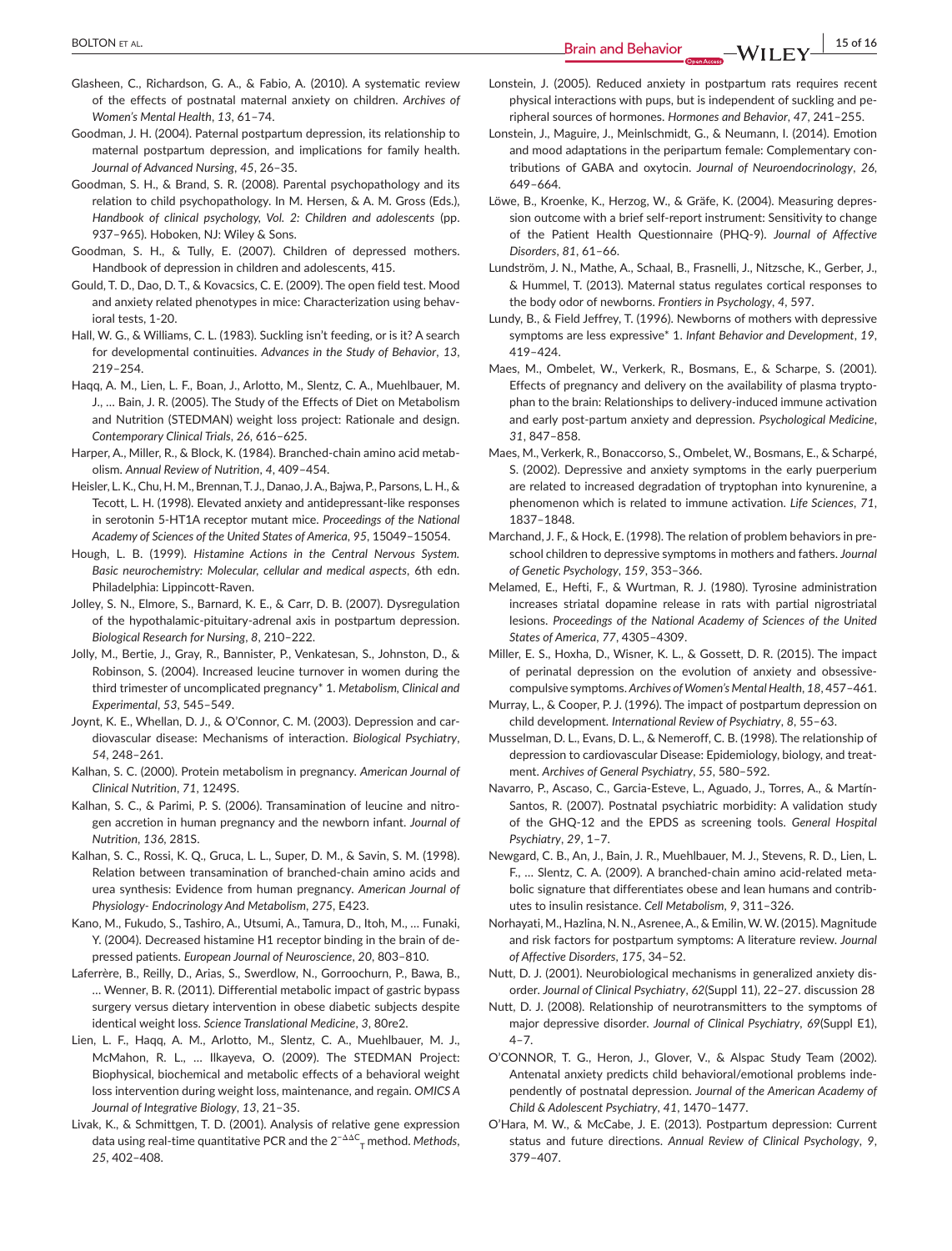Glasheen, C., Richardson, G. A., & Fabio, A. (2010). A systematic review of the effects of postnatal maternal anxiety on children. *Archives of Women's Mental Health*, *13*, 61–74.

Goodman, J. H. (2004). Paternal postpartum depression, its relationship to maternal postpartum depression, and implications for family health. *Journal of Advanced Nursing*, *45*, 26–35.

Goodman, S. H., & Brand, S. R. (2008). Parental psychopathology and its relation to child psychopathology. In M. Hersen, & A. M. Gross (Eds.), *Handbook of clinical psychology, Vol. 2: Children and adolescents* (pp. 937–965). Hoboken, NJ: Wiley & Sons.

Goodman, S. H., & Tully, E. (2007). Children of depressed mothers. Handbook of depression in children and adolescents, 415.

Gould, T. D., Dao, D. T., & Kovacsics, C. E. (2009). The open field test. Mood and anxiety related phenotypes in mice: Characterization using behavioral tests, 1-20.

Hall, W. G., & Williams, C. L. (1983). Suckling isn't feeding, or is it? A search for developmental continuities. *Advances in the Study of Behavior*, *13*, 219–254.

Haqq, A. M., Lien, L. F., Boan, J., Arlotto, M., Slentz, C. A., Muehlbauer, M. J., … Bain, J. R. (2005). The Study of the Effects of Diet on Metabolism and Nutrition (STEDMAN) weight loss project: Rationale and design. *Contemporary Clinical Trials*, *26*, 616–625.

Harper, A., Miller, R., & Block, K. (1984). Branched-chain amino acid metabolism. *Annual Review of Nutrition*, *4*, 409–454.

Heisler, L. K., Chu, H. M., Brennan, T. J., Danao, J. A., Bajwa, P., Parsons, L. H., & Tecott, L. H. (1998). Elevated anxiety and antidepressant-like responses in serotonin 5-HT1A receptor mutant mice. *Proceedings of the National Academy of Sciences of the United States of America*, *95*, 15049–15054.

Hough, L. B. (1999). *Histamine Actions in the Central Nervous System. Basic neurochemistry: Molecular, cellular and medical aspects*, 6th edn. Philadelphia: Lippincott-Raven.

Jolley, S. N., Elmore, S., Barnard, K. E., & Carr, D. B. (2007). Dysregulation of the hypothalamic-pituitary-adrenal axis in postpartum depression. *Biological Research for Nursing*, *8*, 210–222.

Jolly, M., Bertie, J., Gray, R., Bannister, P., Venkatesan, S., Johnston, D., & Robinson, S. (2004). Increased leucine turnover in women during the third trimester of uncomplicated pregnancy* 1. *Metabolism, Clinical and Experimental*, *53*, 545–549.

Joynt, K. E., Whellan, D. J., & O'Connor, C. M. (2003). Depression and cardiovascular disease: Mechanisms of interaction. *Biological Psychiatry*, *54*, 248–261.

Kalhan, S. C. (2000). Protein metabolism in pregnancy. *American Journal of Clinical Nutrition*, *71*, 1249S.

Kalhan, S. C., & Parimi, P. S. (2006). Transamination of leucine and nitrogen accretion in human pregnancy and the newborn infant. *Journal of Nutrition*, *136*, 281S.

Kalhan, S. C., Rossi, K. Q., Gruca, L. L., Super, D. M., & Savin, S. M. (1998). Relation between transamination of branched-chain amino acids and urea synthesis: Evidence from human pregnancy. *American Journal of Physiology- Endocrinology And Metabolism*, *275*, E423.

Kano, M., Fukudo, S., Tashiro, A., Utsumi, A., Tamura, D., Itoh, M., … Funaki, Y. (2004). Decreased histamine H1 receptor binding in the brain of depressed patients. *European Journal of Neuroscience*, *20*, 803–810.

Laferrère, B., Reilly, D., Arias, S., Swerdlow, N., Gorroochurn, P., Bawa, B., … Wenner, B. R. (2011). Differential metabolic impact of gastric bypass surgery versus dietary intervention in obese diabetic subjects despite identical weight loss. *Science Translational Medicine*, *3*, 80re2.

Lien, L. F., Haqq, A. M., Arlotto, M., Slentz, C. A., Muehlbauer, M. J., McMahon, R. L., … Ilkayeva, O. (2009). The STEDMAN Project: Biophysical, biochemical and metabolic effects of a behavioral weight loss intervention during weight loss, maintenance, and regain. *OMICS A Journal of Integrative Biology*, *13*, 21–35.

Livak, K., & Schmittgen, T. D. (2001). Analysis of relative gene expression data using real-time quantitative PCR and the $2^{-\Delta\Delta C_T}$ method. *Methods*, *25*, 402–408.

Lonstein, J. (2005). Reduced anxiety in postpartum rats requires recent physical interactions with pups, but is independent of suckling and peripheral sources of hormones. *Hormones and Behavior*, *47*, 241–255.

Lonstein, J., Maguire, J., Meinlschmidt, G., & Neumann, I. (2014). Emotion and mood adaptations in the peripartum female: Complementary contributions of GABA and oxytocin. *Journal of Neuroendocrinology*, *26*, 649–664.

Löwe, B., Kroenke, K., Herzog, W., & Gräfe, K. (2004). Measuring depression outcome with a brief self-report instrument: Sensitivity to change of the Patient Health Questionnaire (PHQ-9). *Journal of Affective Disorders*, *81*, 61–66.

Lundström, J. N., Mathe, A., Schaal, B., Frasnelli, J., Nitzsche, K., Gerber, J., & Hummel, T. (2013). Maternal status regulates cortical responses to the body odor of newborns. *Frontiers in Psychology*, *4*, 597.

Lundy, B., & Field Jeffrey, T. (1996). Newborns of mothers with depressive symptoms are less expressive* 1. *Infant Behavior and Development*, *19*, 419–424.

Maes, M., Ombelet, W., Verkerk, R., Bosmans, E., & Scharpe, S. (2001). Effects of pregnancy and delivery on the availability of plasma tryptophan to the brain: Relationships to delivery-induced immune activation and early post-partum anxiety and depression. *Psychological Medicine*, *31*, 847–858.

Maes, M., Verkerk, R., Bonaccorso, S., Ombelet, W., Bosmans, E., & Scharpé, S. (2002). Depressive and anxiety symptoms in the early puerperium are related to increased degradation of tryptophan into kynurenine, a phenomenon which is related to immune activation. *Life Sciences*, *71*, 1837–1848.

Marchand, J. F., & Hock, E. (1998). The relation of problem behaviors in preschool children to depressive symptoms in mothers and fathers. *Journal of Genetic Psychology*, *159*, 353–366.

Melamed, E., Hefti, F., & Wurtman, R. J. (1980). Tyrosine administration increases striatal dopamine release in rats with partial nigrostriatal lesions. *Proceedings of the National Academy of Sciences of the United States of America*, *77*, 4305–4309.

Miller, E. S., Hoxha, D., Wisner, K. L., & Gossett, D. R. (2015). The impact of perinatal depression on the evolution of anxiety and obsessive-compulsive symptoms. *Archives of Women's Mental Health*, *18*, 457–461.

Murray, L., & Cooper, P. J. (1996). The impact of postpartum depression on child development. *International Review of Psychiatry*, *8*, 55–63.

Musselman, D. L., Evans, D. L., & Nemeroff, C. B. (1998). The relationship of depression to cardiovascular Disease: Epidemiology, biology, and treatment. *Archives of General Psychiatry*, *55*, 580–592.

Navarro, P., Ascaso, C., Garcia-Esteve, L., Aguado, J., Torres, A., & Martín-Santos, R. (2007). Postnatal psychiatric morbidity: A validation study of the GHQ-12 and the EPDS as screening tools. *General Hospital Psychiatry*, *29*, 1–7.

Newgard, C. B., An, J., Bain, J. R., Muehlbauer, M. J., Stevens, R. D., Lien, L. F., … Slentz, C. A. (2009). A branched-chain amino acid-related metabolic signature that differentiates obese and lean humans and contributes to insulin resistance. *Cell Metabolism*, *9*, 311–326.

Norhayati, M., Hazlina, N. N., Asrenee, A., & Emilin, W. W. (2015). Magnitude and risk factors for postpartum symptoms: A literature review. *Journal of Affective Disorders*, *175*, 34–52.

Nutt, D. J. (2001). Neurobiological mechanisms in generalized anxiety disorder. *Journal of Clinical Psychiatry*, *62*(Suppl 11), 22–27. discussion 28

Nutt, D. J. (2008). Relationship of neurotransmitters to the symptoms of major depressive disorder. *Journal of Clinical Psychiatry*, *69*(Suppl E1), 4–7.

O'CONNOR, T. G., Heron, J., Glover, V., & Alspac Study Team (2002). Antenatal anxiety predicts child behavioral/emotional problems independently of postnatal depression. *Journal of the American Academy of Child & Adolescent Psychiatry*, *41*, 1470–1477.

O'Hara, M. W., & McCabe, J. E. (2013). Postpartum depression: Current status and future directions. *Annual Review of Clinical Psychology*, *9*, 379–407.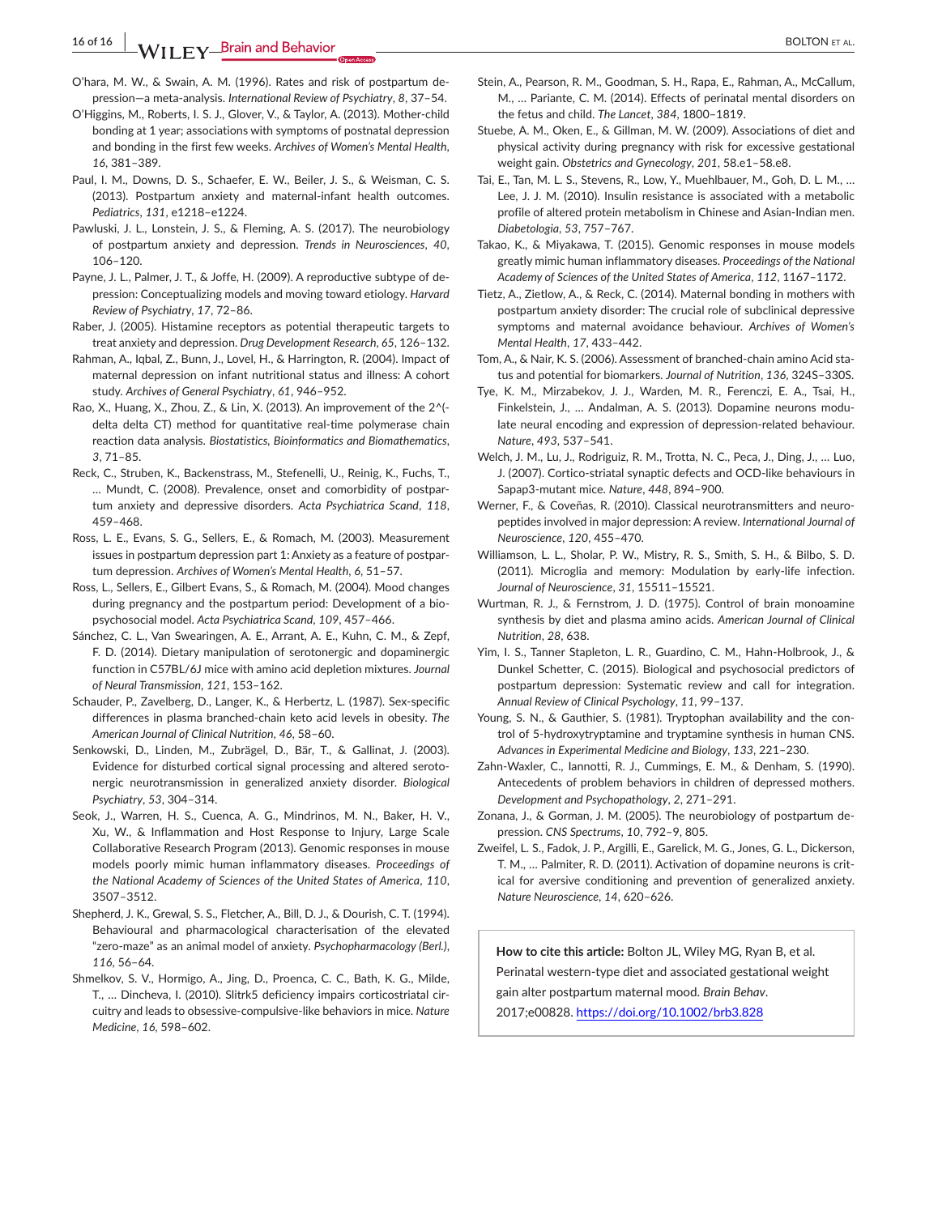O'hara, M. W., & Swain, A. M. (1996). Rates and risk of postpartum depression—a meta-analysis. *International Review of Psychiatry*, *8*, 37–54.

O'Higgins, M., Roberts, I. S. J., Glover, V., & Taylor, A. (2013). Mother-child bonding at 1 year; associations with symptoms of postnatal depression and bonding in the first few weeks. *Archives of Women's Mental Health*, *16*, 381–389.

Paul, I. M., Downs, D. S., Schaefer, E. W., Beiler, J. S., & Weisman, C. S. (2013). Postpartum anxiety and maternal-infant health outcomes. *Pediatrics*, *131*, e1218–e1224.

Pawluski, J. L., Lonstein, J. S., & Fleming, A. S. (2017). The neurobiology of postpartum anxiety and depression. *Trends in Neurosciences*, *40*, 106–120.

Payne, J. L., Palmer, J. T., & Joffe, H. (2009). A reproductive subtype of depression: Conceptualizing models and moving toward etiology. *Harvard Review of Psychiatry*, *17*, 72–86.

Raber, J. (2005). Histamine receptors as potential therapeutic targets to treat anxiety and depression. *Drug Development Research*, *65*, 126–132.

Rahman, A., Iqbal, Z., Bunn, J., Lovel, H., & Harrington, R. (2004). Impact of maternal depression on infant nutritional status and illness: A cohort study. *Archives of General Psychiatry*, *61*, 946–952.

Rao, X., Huang, X., Zhou, Z., & Lin, X. (2013). An improvement of the 2^(-delta delta CT) method for quantitative real-time polymerase chain reaction data analysis. *Biostatistics, Bioinformatics and Biomathematics*, *3*, 71–85.

Reck, C., Struben, K., Backenstrass, M., Stefenelli, U., Reinig, K., Fuchs, T., … Mundt, C. (2008). Prevalence, onset and comorbidity of postpartum anxiety and depressive disorders. *Acta Psychiatrica Scand*, *118*, 459–468.

Ross, L. E., Evans, S. G., Sellers, E., & Romach, M. (2003). Measurement issues in postpartum depression part 1: Anxiety as a feature of postpartum depression. *Archives of Women's Mental Health*, *6*, 51–57.

Ross, L., Sellers, E., Gilbert Evans, S., & Romach, M. (2004). Mood changes during pregnancy and the postpartum period: Development of a biopsychosocial model. *Acta Psychiatrica Scand*, *109*, 457–466.

Sánchez, C. L., Van Swearingen, A. E., Arrant, A. E., Kuhn, C. M., & Zepf, F. D. (2014). Dietary manipulation of serotonergic and dopaminergic function in C57BL/6J mice with amino acid depletion mixtures. *Journal of Neural Transmission*, *121*, 153–162.

Schauder, P., Zavelberg, D., Langer, K., & Herbertz, L. (1987). Sex-specific differences in plasma branched-chain keto acid levels in obesity. *The American Journal of Clinical Nutrition*, *46*, 58–60.

Senkowski, D., Linden, M., Zubrägel, D., Bär, T., & Gallinat, J. (2003). Evidence for disturbed cortical signal processing and altered serotonergic neurotransmission in generalized anxiety disorder. *Biological Psychiatry*, *53*, 304–314.

Seok, J., Warren, H. S., Cuenca, A. G., Mindrinos, M. N., Baker, H. V., Xu, W., & Inflammation and Host Response to Injury, Large Scale Collaborative Research Program (2013). Genomic responses in mouse models poorly mimic human inflammatory diseases. *Proceedings of the National Academy of Sciences of the United States of America*, *110*, 3507–3512.

Shepherd, J. K., Grewal, S. S., Fletcher, A., Bill, D. J., & Dourish, C. T. (1994). Behavioural and pharmacological characterisation of the elevated "zero-maze" as an animal model of anxiety. *Psychopharmacology (Berl.)*, *116*, 56–64.

Shmelkov, S. V., Hormigo, A., Jing, D., Proenca, C. C., Bath, K. G., Milde, T., … Dincheva, I. (2010). Slitrk5 deficiency impairs corticostriatal circuitry and leads to obsessive-compulsive-like behaviors in mice. *Nature Medicine*, *16*, 598–602.

Stein, A., Pearson, R. M., Goodman, S. H., Rapa, E., Rahman, A., McCallum, M., … Pariante, C. M. (2014). Effects of perinatal mental disorders on the fetus and child. *The Lancet*, *384*, 1800–1819.

Stuebe, A. M., Oken, E., & Gillman, M. W. (2009). Associations of diet and physical activity during pregnancy with risk for excessive gestational weight gain. *Obstetrics and Gynecology*, *201*, 58.e1–58.e8.

Tai, E., Tan, M. L. S., Stevens, R., Low, Y., Muehlbauer, M., Goh, D. L. M., … Lee, J. J. M. (2010). Insulin resistance is associated with a metabolic profile of altered protein metabolism in Chinese and Asian-Indian men. *Diabetologia*, *53*, 757–767.

Takao, K., & Miyakawa, T. (2015). Genomic responses in mouse models greatly mimic human inflammatory diseases. *Proceedings of the National Academy of Sciences of the United States of America*, *112*, 1167–1172.

Tietz, A., Zietlow, A., & Reck, C. (2014). Maternal bonding in mothers with postpartum anxiety disorder: The crucial role of subclinical depressive symptoms and maternal avoidance behaviour. *Archives of Women's Mental Health*, *17*, 433–442.

Tom, A., & Nair, K. S. (2006). Assessment of branched-chain amino Acid status and potential for biomarkers. *Journal of Nutrition*, *136*, 324S–330S.

Tye, K. M., Mirzabekov, J. J., Warden, M. R., Ferenczi, E. A., Tsai, H., Finkelstein, J., … Andalman, A. S. (2013). Dopamine neurons modulate neural encoding and expression of depression-related behaviour. *Nature*, *493*, 537–541.

Welch, J. M., Lu, J., Rodriguiz, R. M., Trotta, N. C., Peca, J., Ding, J., … Luo, J. (2007). Cortico-striatal synaptic defects and OCD-like behaviours in Sapap3-mutant mice. *Nature*, *448*, 894–900.

Werner, F., & Coveñas, R. (2010). Classical neurotransmitters and neuropeptides involved in major depression: A review. *International Journal of Neuroscience*, *120*, 455–470.

Williamson, L. L., Sholar, P. W., Mistry, R. S., Smith, S. H., & Bilbo, S. D. (2011). Microglia and memory: Modulation by early-life infection. *Journal of Neuroscience*, *31*, 15511–15521.

Wurtman, R. J., & Fernstrom, J. D. (1975). Control of brain monoamine synthesis by diet and plasma amino acids. *American Journal of Clinical Nutrition*, *28*, 638.

Yim, I. S., Tanner Stapleton, L. R., Guardino, C. M., Hahn-Holbrook, J., & Dunkel Schetter, C. (2015). Biological and psychosocial predictors of postpartum depression: Systematic review and call for integration. *Annual Review of Clinical Psychology*, *11*, 99–137.

Young, S. N., & Gauthier, S. (1981). Tryptophan availability and the control of 5-hydroxytryptamine and tryptamine synthesis in human CNS. *Advances in Experimental Medicine and Biology*, *133*, 221–230.

Zahn-Waxler, C., Iannotti, R. J., Cummings, E. M., & Denham, S. (1990). Antecedents of problem behaviors in children of depressed mothers. *Development and Psychopathology*, *2*, 271–291.

Zonana, J., & Gorman, J. M. (2005). The neurobiology of postpartum depression. *CNS Spectrums*, *10*, 792–9, 805.

Zweifel, L. S., Fadok, J. P., Argilli, E., Garelick, M. G., Jones, G. L., Dickerson, T. M., … Palmiter, R. D. (2011). Activation of dopamine neurons is critical for aversive conditioning and prevention of generalized anxiety. *Nature Neuroscience*, *14*, 620–626.

**How to cite this article:** Bolton JL, Wiley MG, Ryan B, et al. Perinatal western-type diet and associated gestational weight gain alter postpartum maternal mood. *Brain Behav*. 2017;e00828. https://doi.org/10.1002/brb3.828